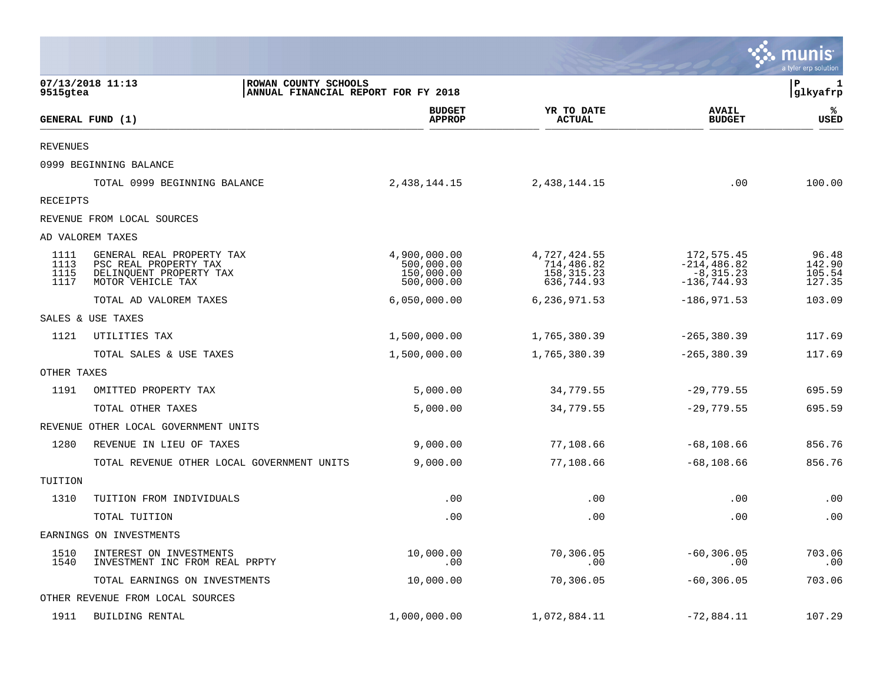07/13/2018 11:13 | ROWAN COUNTY SCHOOLS | P 1
9515gtea | ANNUAL FINANCIAL REPORT FOR FY 2018 | glkyafrp

| GENERAL FUND (1) | | BUDGET APPROP | YR TO DATE ACTUAL | AVAIL BUDGET | % USED |
|---|---|---|---|---|---|
| REVENUES | | | | | |
| 0999 BEGINNING BALANCE | | | | | |
| | TOTAL 0999 BEGINNING BALANCE | 2,438,144.15 | 2,438,144.15 | .00 | 100.00 |
| RECEIPTS | | | | | |
| REVENUE FROM LOCAL SOURCES | | | | | |
| AD VALOREM TAXES | | | | | |
| 1111 | GENERAL REAL PROPERTY TAX | 4,900,000.00 | 4,727,424.55 | 172,575.45 | 96.48 |
| 1113 | PSC REAL PROPERTY TAX | 500,000.00 | 714,486.82 | -214,486.82 | 142.90 |
| 1115 | DELINQUENT PROPERTY TAX | 150,000.00 | 158,315.23 | -8,315.23 | 105.54 |
| 1117 | MOTOR VEHICLE TAX | 500,000.00 | 636,744.93 | -136,744.93 | 127.35 |
| | TOTAL AD VALOREM TAXES | 6,050,000.00 | 6,236,971.53 | -186,971.53 | 103.09 |
| SALES & USE TAXES | | | | | |
| 1121 | UTILITIES TAX | 1,500,000.00 | 1,765,380.39 | -265,380.39 | 117.69 |
| | TOTAL SALES & USE TAXES | 1,500,000.00 | 1,765,380.39 | -265,380.39 | 117.69 |
| OTHER TAXES | | | | | |
| 1191 | OMITTED PROPERTY TAX | 5,000.00 | 34,779.55 | -29,779.55 | 695.59 |
| | TOTAL OTHER TAXES | 5,000.00 | 34,779.55 | -29,779.55 | 695.59 |
| REVENUE OTHER LOCAL GOVERNMENT UNITS | | | | | |
| 1280 | REVENUE IN LIEU OF TAXES | 9,000.00 | 77,108.66 | -68,108.66 | 856.76 |
| | TOTAL REVENUE OTHER LOCAL GOVERNMENT UNITS | 9,000.00 | 77,108.66 | -68,108.66 | 856.76 |
| TUITION | | | | | |
| 1310 | TUITION FROM INDIVIDUALS | .00 | .00 | .00 | .00 |
| | TOTAL TUITION | .00 | .00 | .00 | .00 |
| EARNINGS ON INVESTMENTS | | | | | |
| 1510 | INTEREST ON INVESTMENTS | 10,000.00 | 70,306.05 | -60,306.05 | 703.06 |
| 1540 | INVESTMENT INC FROM REAL PRPTY | .00 | .00 | .00 | .00 |
| | TOTAL EARNINGS ON INVESTMENTS | 10,000.00 | 70,306.05 | -60,306.05 | 703.06 |
| OTHER REVENUE FROM LOCAL SOURCES | | | | | |
| 1911 | BUILDING RENTAL | 1,000,000.00 | 1,072,884.11 | -72,884.11 | 107.29 |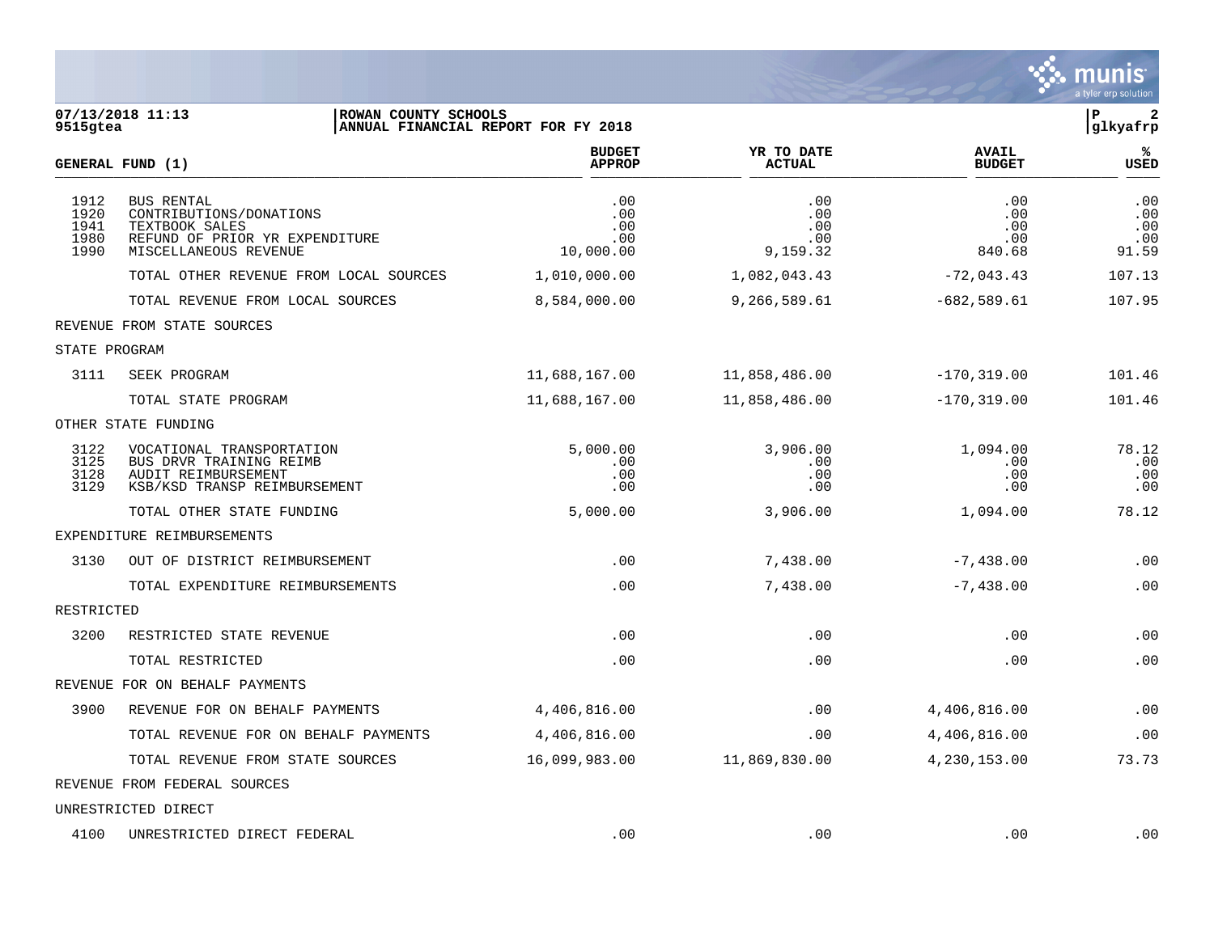07/13/2018 11:13 | ROWAN COUNTY SCHOOLS
9515gtea | ANNUAL FINANCIAL REPORT FOR FY 2018

| GENERAL FUND (1) | | BUDGET APPROP | YR TO DATE ACTUAL | AVAIL BUDGET | % USED |
|---|---|---|---|---|---|
| 1912 | BUS RENTAL | .00 | .00 | .00 | .00 |
| 1920 | CONTRIBUTIONS/DONATIONS | .00 | .00 | .00 | .00 |
| 1941 | TEXTBOOK SALES | .00 | .00 | .00 | .00 |
| 1980 | REFUND OF PRIOR YR EXPENDITURE | .00 | .00 | .00 | .00 |
| 1990 | MISCELLANEOUS REVENUE | 10,000.00 | 9,159.32 | 840.68 | 91.59 |
| | TOTAL OTHER REVENUE FROM LOCAL SOURCES | 1,010,000.00 | 1,082,043.43 | -72,043.43 | 107.13 |
| | TOTAL REVENUE FROM LOCAL SOURCES | 8,584,000.00 | 9,266,589.61 | -682,589.61 | 107.95 |
| REVENUE FROM STATE SOURCES | | | | | |
| STATE PROGRAM | | | | | |
| 3111 | SEEK PROGRAM | 11,688,167.00 | 11,858,486.00 | -170,319.00 | 101.46 |
| | TOTAL STATE PROGRAM | 11,688,167.00 | 11,858,486.00 | -170,319.00 | 101.46 |
| OTHER STATE FUNDING | | | | | |
| 3122 | VOCATIONAL TRANSPORTATION | 5,000.00 | 3,906.00 | 1,094.00 | 78.12 |
| 3125 | BUS DRVR TRAINING REIMB | .00 | .00 | .00 | .00 |
| 3128 | AUDIT REIMBURSEMENT | .00 | .00 | .00 | .00 |
| 3129 | KSB/KSD TRANSP REIMBURSEMENT | .00 | .00 | .00 | .00 |
| | TOTAL OTHER STATE FUNDING | 5,000.00 | 3,906.00 | 1,094.00 | 78.12 |
| EXPENDITURE REIMBURSEMENTS | | | | | |
| 3130 | OUT OF DISTRICT REIMBURSEMENT | .00 | 7,438.00 | -7,438.00 | .00 |
| | TOTAL EXPENDITURE REIMBURSEMENTS | .00 | 7,438.00 | -7,438.00 | .00 |
| RESTRICTED | | | | | |
| 3200 | RESTRICTED STATE REVENUE | .00 | .00 | .00 | .00 |
| | TOTAL RESTRICTED | .00 | .00 | .00 | .00 |
| REVENUE FOR ON BEHALF PAYMENTS | | | | | |
| 3900 | REVENUE FOR ON BEHALF PAYMENTS | 4,406,816.00 | .00 | 4,406,816.00 | .00 |
| | TOTAL REVENUE FOR ON BEHALF PAYMENTS | 4,406,816.00 | .00 | 4,406,816.00 | .00 |
| | TOTAL REVENUE FROM STATE SOURCES | 16,099,983.00 | 11,869,830.00 | 4,230,153.00 | 73.73 |
| REVENUE FROM FEDERAL SOURCES | | | | | |
| UNRESTRICTED DIRECT | | | | | |
| 4100 | UNRESTRICTED DIRECT FEDERAL | .00 | .00 | .00 | .00 |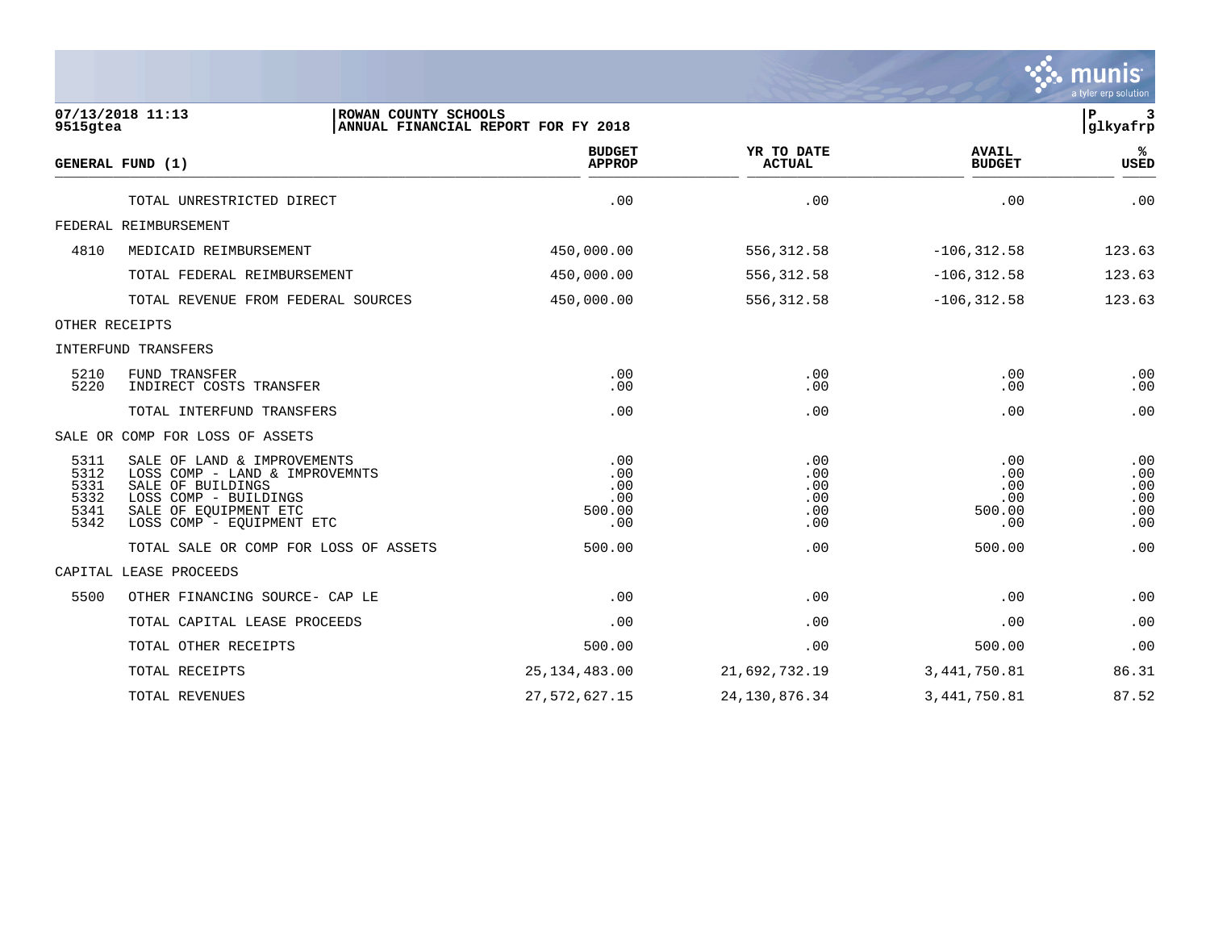**ROWAN COUNTY SCHOOLS**
**ANNUAL FINANCIAL REPORT FOR FY 2018**

07/13/2018 11:13
9515gtea

| GENERAL FUND (1) | | BUDGET APPROP | YR TO DATE ACTUAL | AVAIL BUDGET | % USED |
|---|---|---|---|---|---|
| | TOTAL UNRESTRICTED DIRECT | .00 | .00 | .00 | .00 |
| FEDERAL REIMBURSEMENT | | | | | |
| 4810 | MEDICAID REIMBURSEMENT | 450,000.00 | 556,312.58 | -106,312.58 | 123.63 |
| | TOTAL FEDERAL REIMBURSEMENT | 450,000.00 | 556,312.58 | -106,312.58 | 123.63 |
| | TOTAL REVENUE FROM FEDERAL SOURCES | 450,000.00 | 556,312.58 | -106,312.58 | 123.63 |
| OTHER RECEIPTS | | | | | |
| INTERFUND TRANSFERS | | | | | |
| 5210 | FUND TRANSFER | .00 | .00 | .00 | .00 |
| 5220 | INDIRECT COSTS TRANSFER | .00 | .00 | .00 | .00 |
| | TOTAL INTERFUND TRANSFERS | .00 | .00 | .00 | .00 |
| SALE OR COMP FOR LOSS OF ASSETS | | | | | |
| 5311 | SALE OF LAND & IMPROVEMENTS | .00 | .00 | .00 | .00 |
| 5312 | LOSS COMP - LAND & IMPROVEMNTS | .00 | .00 | .00 | .00 |
| 5331 | SALE OF BUILDINGS | .00 | .00 | .00 | .00 |
| 5332 | LOSS COMP - BUILDINGS | .00 | .00 | .00 | .00 |
| 5341 | SALE OF EQUIPMENT ETC | 500.00 | .00 | 500.00 | .00 |
| 5342 | LOSS COMP - EQUIPMENT ETC | .00 | .00 | .00 | .00 |
| | TOTAL SALE OR COMP FOR LOSS OF ASSETS | 500.00 | .00 | 500.00 | .00 |
| CAPITAL LEASE PROCEEDS | | | | | |
| 5500 | OTHER FINANCING SOURCE- CAP LE | .00 | .00 | .00 | .00 |
| | TOTAL CAPITAL LEASE PROCEEDS | .00 | .00 | .00 | .00 |
| | TOTAL OTHER RECEIPTS | 500.00 | .00 | 500.00 | .00 |
| | TOTAL RECEIPTS | 25,134,483.00 | 21,692,732.19 | 3,441,750.81 | 86.31 |
| | TOTAL REVENUES | 27,572,627.15 | 24,130,876.34 | 3,441,750.81 | 87.52 |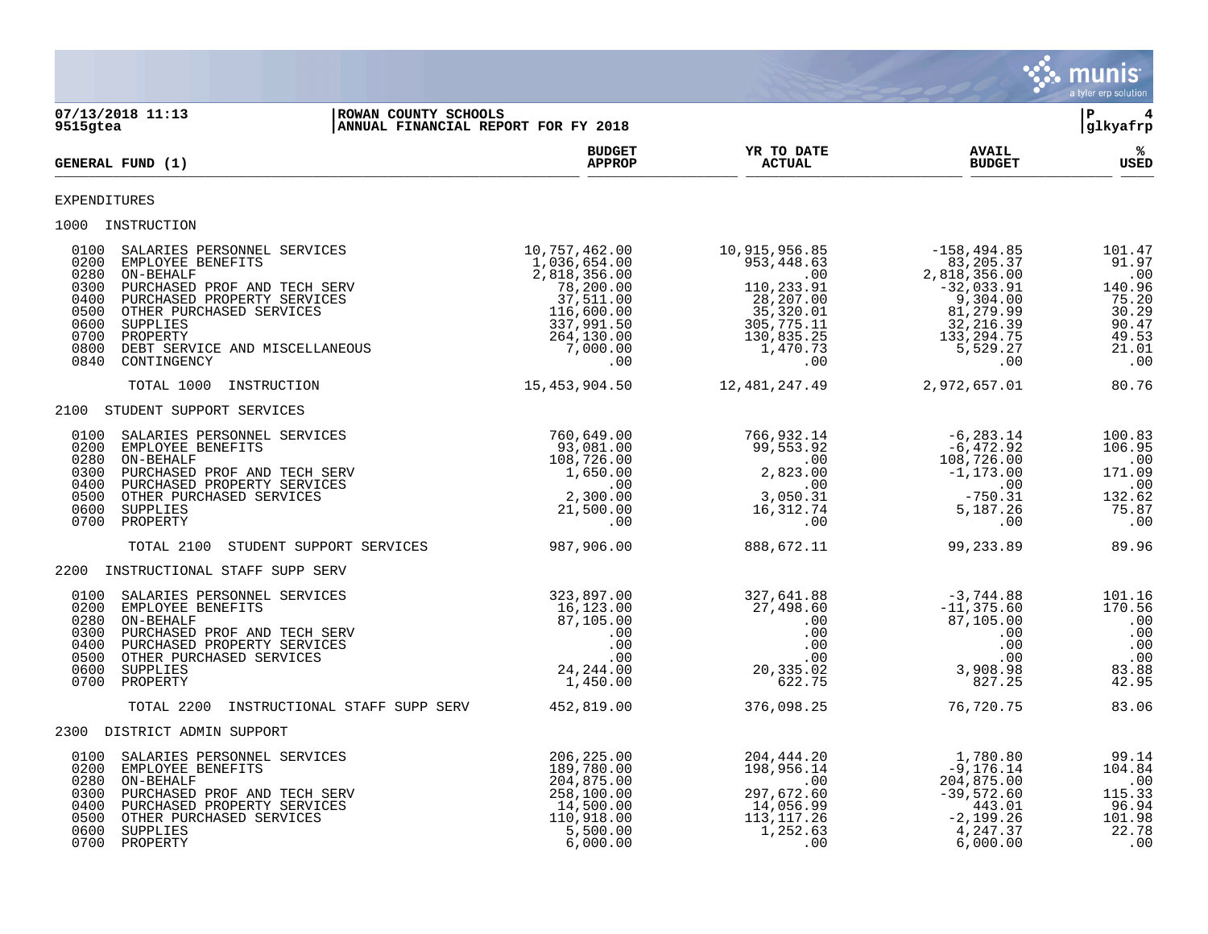07/13/2018 11:13 | ROWAN COUNTY SCHOOLS | P 4
9515gtea | ANNUAL FINANCIAL REPORT FOR FY 2018 | glkyafrp

| GENERAL FUND (1) | BUDGET APPROP | YR TO DATE ACTUAL | AVAIL BUDGET | % USED |
|---|---|---|---|---|
| EXPENDITURES | | | | |
| 1000 INSTRUCTION | | | | |
| 0100 SALARIES PERSONNEL SERVICES | 10,757,462.00 | 10,915,956.85 | -158,494.85 | 101.47 |
| 0200 EMPLOYEE BENEFITS | 1,036,654.00 | 953,448.63 | 83,205.37 | 91.97 |
| 0280 ON-BEHALF | 2,818,356.00 | .00 | 2,818,356.00 | .00 |
| 0300 PURCHASED PROF AND TECH SERV | 78,200.00 | 110,233.91 | -32,033.91 | 140.96 |
| 0400 PURCHASED PROPERTY SERVICES | 37,511.00 | 28,207.00 | 9,304.00 | 75.20 |
| 0500 OTHER PURCHASED SERVICES | 116,600.00 | 35,320.01 | 81,279.99 | 30.29 |
| 0600 SUPPLIES | 337,991.50 | 305,775.11 | 32,216.39 | 90.47 |
| 0700 PROPERTY | 264,130.00 | 130,835.25 | 133,294.75 | 49.53 |
| 0800 DEBT SERVICE AND MISCELLANEOUS | 7,000.00 | 1,470.73 | 5,529.27 | 21.01 |
| 0840 CONTINGENCY | .00 | .00 | .00 | .00 |
| TOTAL 1000 INSTRUCTION | 15,453,904.50 | 12,481,247.49 | 2,972,657.01 | 80.76 |
| 2100 STUDENT SUPPORT SERVICES | | | | |
| 0100 SALARIES PERSONNEL SERVICES | 760,649.00 | 766,932.14 | -6,283.14 | 100.83 |
| 0200 EMPLOYEE BENEFITS | 93,081.00 | 99,553.92 | -6,472.92 | 106.95 |
| 0280 ON-BEHALF | 108,726.00 | .00 | 108,726.00 | .00 |
| 0300 PURCHASED PROF AND TECH SERV | 1,650.00 | 2,823.00 | -1,173.00 | 171.09 |
| 0400 PURCHASED PROPERTY SERVICES | .00 | .00 | .00 | .00 |
| 0500 OTHER PURCHASED SERVICES | 2,300.00 | 3,050.31 | -750.31 | 132.62 |
| 0600 SUPPLIES | 21,500.00 | 16,312.74 | 5,187.26 | 75.87 |
| 0700 PROPERTY | .00 | .00 | .00 | .00 |
| TOTAL 2100 STUDENT SUPPORT SERVICES | 987,906.00 | 888,672.11 | 99,233.89 | 89.96 |
| 2200 INSTRUCTIONAL STAFF SUPP SERV | | | | |
| 0100 SALARIES PERSONNEL SERVICES | 323,897.00 | 327,641.88 | -3,744.88 | 101.16 |
| 0200 EMPLOYEE BENEFITS | 16,123.00 | 27,498.60 | -11,375.60 | 170.56 |
| 0280 ON-BEHALF | 87,105.00 | .00 | 87,105.00 | .00 |
| 0300 PURCHASED PROF AND TECH SERV | .00 | .00 | .00 | .00 |
| 0400 PURCHASED PROPERTY SERVICES | .00 | .00 | .00 | .00 |
| 0500 OTHER PURCHASED SERVICES | .00 | .00 | .00 | .00 |
| 0600 SUPPLIES | 24,244.00 | 20,335.02 | 3,908.98 | 83.88 |
| 0700 PROPERTY | 1,450.00 | 622.75 | 827.25 | 42.95 |
| TOTAL 2200 INSTRUCTIONAL STAFF SUPP SERV | 452,819.00 | 376,098.25 | 76,720.75 | 83.06 |
| 2300 DISTRICT ADMIN SUPPORT | | | | |
| 0100 SALARIES PERSONNEL SERVICES | 206,225.00 | 204,444.20 | 1,780.80 | 99.14 |
| 0200 EMPLOYEE BENEFITS | 189,780.00 | 198,956.14 | -9,176.14 | 104.84 |
| 0280 ON-BEHALF | 204,875.00 | .00 | 204,875.00 | .00 |
| 0300 PURCHASED PROF AND TECH SERV | 258,100.00 | 297,672.60 | -39,572.60 | 115.33 |
| 0400 PURCHASED PROPERTY SERVICES | 14,500.00 | 14,056.99 | 443.01 | 96.94 |
| 0500 OTHER PURCHASED SERVICES | 110,918.00 | 113,117.26 | -2,199.26 | 101.98 |
| 0600 SUPPLIES | 5,500.00 | 1,252.63 | 4,247.37 | 22.78 |
| 0700 PROPERTY | 6,000.00 | .00 | 6,000.00 | .00 |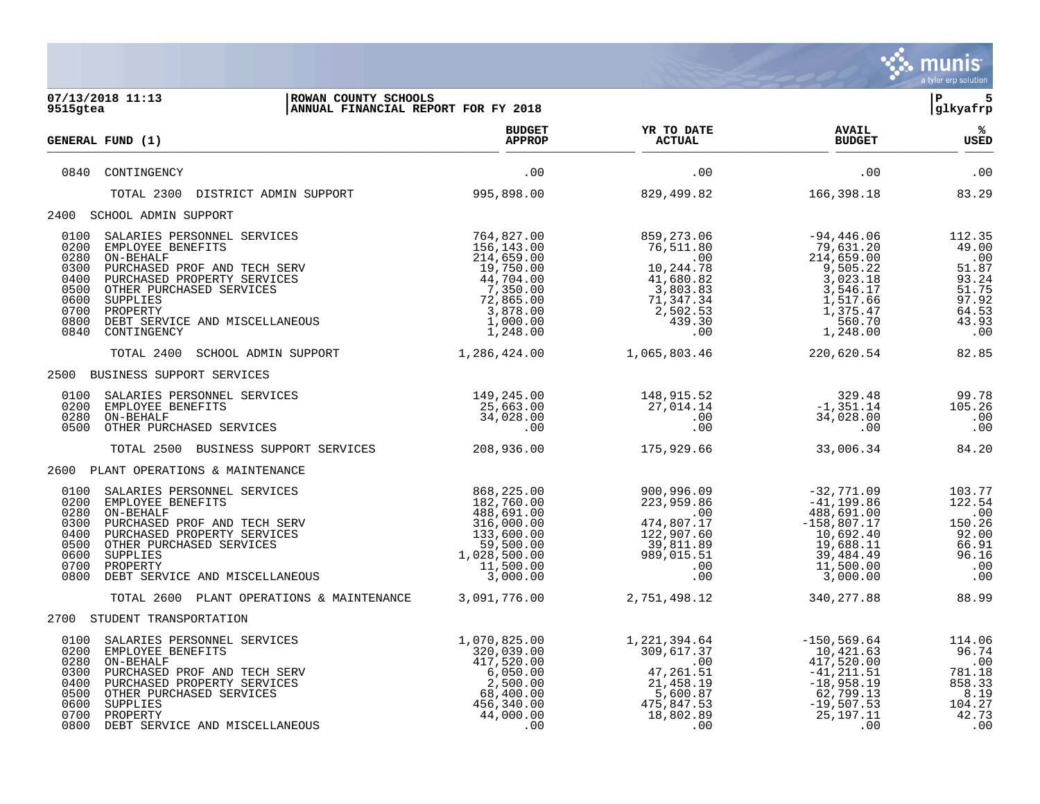07/13/2018 11:13 | ROWAN COUNTY SCHOOLS
9515gtea | ANNUAL FINANCIAL REPORT FOR FY 2018

| GENERAL FUND (1) | BUDGET APPROP | YR TO DATE ACTUAL | AVAIL BUDGET | % USED |
|---|---|---|---|---|
| 0840 CONTINGENCY | .00 | .00 | .00 | .00 |
| TOTAL 2300 DISTRICT ADMIN SUPPORT | 995,898.00 | 829,499.82 | 166,398.18 | 83.29 |
| **2400 SCHOOL ADMIN SUPPORT** | | | | |
| 0100 SALARIES PERSONNEL SERVICES | 764,827.00 | 859,273.06 | -94,446.06 | 112.35 |
| 0200 EMPLOYEE BENEFITS | 156,143.00 | 76,511.80 | 79,631.20 | 49.00 |
| 0280 ON-BEHALF | 214,659.00 | .00 | 214,659.00 | .00 |
| 0300 PURCHASED PROF AND TECH SERV | 19,750.00 | 10,244.78 | 9,505.22 | 51.87 |
| 0400 PURCHASED PROPERTY SERVICES | 44,704.00 | 41,680.82 | 3,023.18 | 93.24 |
| 0500 OTHER PURCHASED SERVICES | 7,350.00 | 3,803.83 | 3,546.17 | 51.75 |
| 0600 SUPPLIES | 72,865.00 | 71,347.34 | 1,517.66 | 97.92 |
| 0700 PROPERTY | 3,878.00 | 2,502.53 | 1,375.47 | 64.53 |
| 0800 DEBT SERVICE AND MISCELLANEOUS | 1,000.00 | 439.30 | 560.70 | 43.93 |
| 0840 CONTINGENCY | 1,248.00 | .00 | 1,248.00 | .00 |
| TOTAL 2400 SCHOOL ADMIN SUPPORT | 1,286,424.00 | 1,065,803.46 | 220,620.54 | 82.85 |
| **2500 BUSINESS SUPPORT SERVICES** | | | | |
| 0100 SALARIES PERSONNEL SERVICES | 149,245.00 | 148,915.52 | 329.48 | 99.78 |
| 0200 EMPLOYEE BENEFITS | 25,663.00 | 27,014.14 | -1,351.14 | 105.26 |
| 0280 ON-BEHALF | 34,028.00 | .00 | 34,028.00 | .00 |
| 0500 OTHER PURCHASED SERVICES | .00 | .00 | .00 | .00 |
| TOTAL 2500 BUSINESS SUPPORT SERVICES | 208,936.00 | 175,929.66 | 33,006.34 | 84.20 |
| **2600 PLANT OPERATIONS & MAINTENANCE** | | | | |
| 0100 SALARIES PERSONNEL SERVICES | 868,225.00 | 900,996.09 | -32,771.09 | 103.77 |
| 0200 EMPLOYEE BENEFITS | 182,760.00 | 223,959.86 | -41,199.86 | 122.54 |
| 0280 ON-BEHALF | 488,691.00 | .00 | 488,691.00 | .00 |
| 0300 PURCHASED PROF AND TECH SERV | 316,000.00 | 474,807.17 | -158,807.17 | 150.26 |
| 0400 PURCHASED PROPERTY SERVICES | 133,600.00 | 122,907.60 | 10,692.40 | 92.00 |
| 0500 OTHER PURCHASED SERVICES | 59,500.00 | 39,811.89 | 19,688.11 | 66.91 |
| 0600 SUPPLIES | 1,028,500.00 | 989,015.51 | 39,484.49 | 96.16 |
| 0700 PROPERTY | 11,500.00 | .00 | 11,500.00 | .00 |
| 0800 DEBT SERVICE AND MISCELLANEOUS | 3,000.00 | .00 | 3,000.00 | .00 |
| TOTAL 2600 PLANT OPERATIONS & MAINTENANCE | 3,091,776.00 | 2,751,498.12 | 340,277.88 | 88.99 |
| **2700 STUDENT TRANSPORTATION** | | | | |
| 0100 SALARIES PERSONNEL SERVICES | 1,070,825.00 | 1,221,394.64 | -150,569.64 | 114.06 |
| 0200 EMPLOYEE BENEFITS | 320,039.00 | 309,617.37 | 10,421.63 | 96.74 |
| 0280 ON-BEHALF | 417,520.00 | .00 | 417,520.00 | .00 |
| 0300 PURCHASED PROF AND TECH SERV | 6,050.00 | 47,261.51 | -41,211.51 | 781.18 |
| 0400 PURCHASED PROPERTY SERVICES | 2,500.00 | 21,458.19 | -18,958.19 | 858.33 |
| 0500 OTHER PURCHASED SERVICES | 68,400.00 | 5,600.87 | 62,799.13 | 8.19 |
| 0600 SUPPLIES | 456,340.00 | 475,847.53 | -19,507.53 | 104.27 |
| 0700 PROPERTY | 44,000.00 | 18,802.89 | 25,197.11 | 42.73 |
| 0800 DEBT SERVICE AND MISCELLANEOUS | .00 | .00 | .00 | .00 |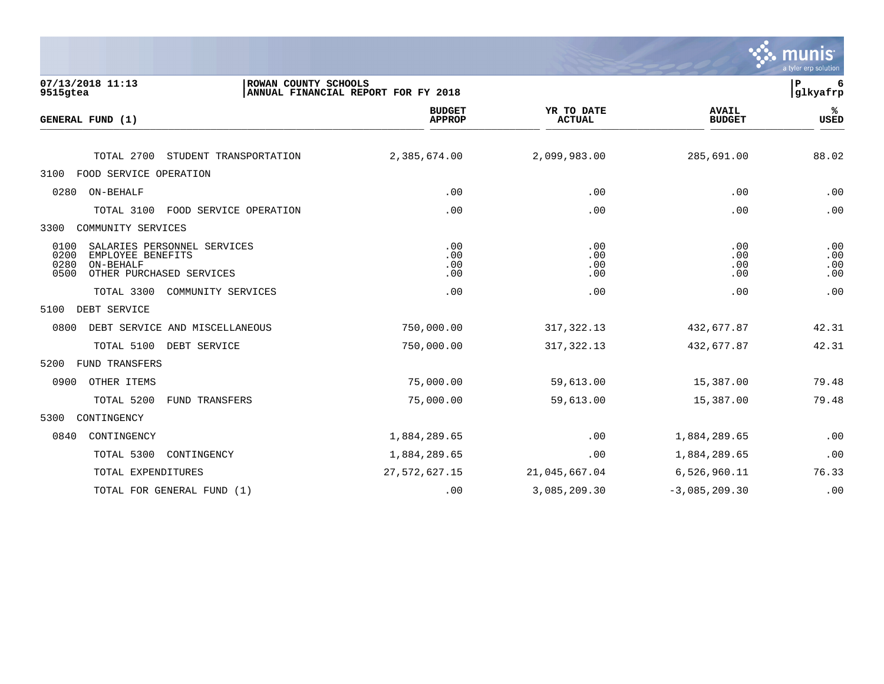ROWAN COUNTY SCHOOLS
ANNUAL FINANCIAL REPORT FOR FY 2018

| GENERAL FUND (1) | BUDGET APPROP | YR TO DATE ACTUAL | AVAIL BUDGET | % USED |
|---|---|---|---|---|
| TOTAL 2700 STUDENT TRANSPORTATION | 2,385,674.00 | 2,099,983.00 | 285,691.00 | 88.02 |
| 3100 FOOD SERVICE OPERATION | | | | |
| 0280 ON-BEHALF | .00 | .00 | .00 | .00 |
| TOTAL 3100 FOOD SERVICE OPERATION | .00 | .00 | .00 | .00 |
| 3300 COMMUNITY SERVICES | | | | |
| 0100 SALARIES PERSONNEL SERVICES | .00 | .00 | .00 | .00 |
| 0200 EMPLOYEE BENEFITS | .00 | .00 | .00 | .00 |
| 0280 ON-BEHALF | .00 | .00 | .00 | .00 |
| 0500 OTHER PURCHASED SERVICES | .00 | .00 | .00 | .00 |
| TOTAL 3300 COMMUNITY SERVICES | .00 | .00 | .00 | .00 |
| 5100 DEBT SERVICE | | | | |
| 0800 DEBT SERVICE AND MISCELLANEOUS | 750,000.00 | 317,322.13 | 432,677.87 | 42.31 |
| TOTAL 5100 DEBT SERVICE | 750,000.00 | 317,322.13 | 432,677.87 | 42.31 |
| 5200 FUND TRANSFERS | | | | |
| 0900 OTHER ITEMS | 75,000.00 | 59,613.00 | 15,387.00 | 79.48 |
| TOTAL 5200 FUND TRANSFERS | 75,000.00 | 59,613.00 | 15,387.00 | 79.48 |
| 5300 CONTINGENCY | | | | |
| 0840 CONTINGENCY | 1,884,289.65 | .00 | 1,884,289.65 | .00 |
| TOTAL 5300 CONTINGENCY | 1,884,289.65 | .00 | 1,884,289.65 | .00 |
| TOTAL EXPENDITURES | 27,572,627.15 | 21,045,667.04 | 6,526,960.11 | 76.33 |
| TOTAL FOR GENERAL FUND (1) | .00 | 3,085,209.30 | -3,085,209.30 | .00 |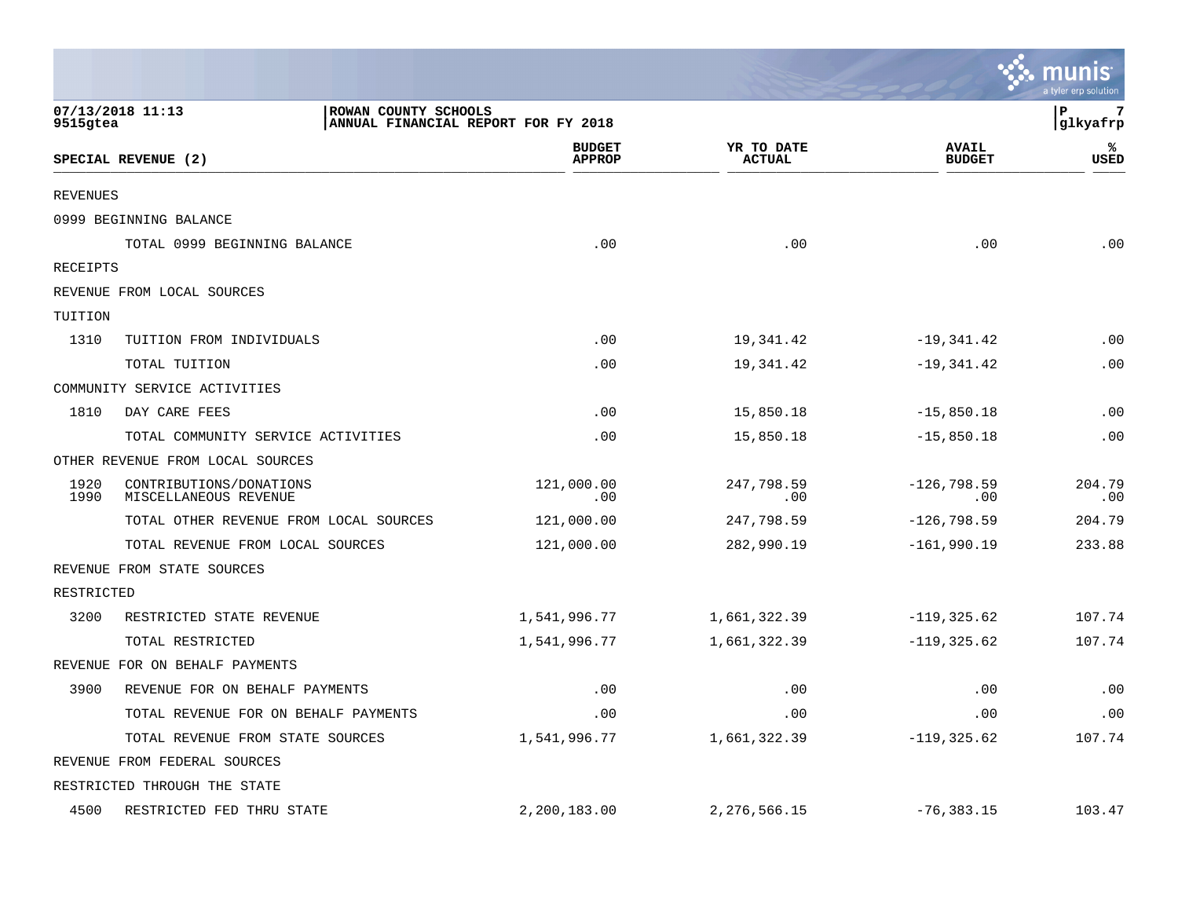**ROWAN COUNTY SCHOOLS**
**ANNUAL FINANCIAL REPORT FOR FY 2018**

07/13/2018 11:13
9515gtea

glkyafrp

| SPECIAL REVENUE (2) | | BUDGET APPROP | YR TO DATE ACTUAL | AVAIL BUDGET | % USED |
|---|---|---|---|---|---|
| REVENUES | | | | | |
| 0999 BEGINNING BALANCE | | | | | |
| | TOTAL 0999 BEGINNING BALANCE | .00 | .00 | .00 | .00 |
| RECEIPTS | | | | | |
| REVENUE FROM LOCAL SOURCES | | | | | |
| TUITION | | | | | |
| 1310 | TUITION FROM INDIVIDUALS | .00 | 19,341.42 | -19,341.42 | .00 |
| | TOTAL TUITION | .00 | 19,341.42 | -19,341.42 | .00 |
| COMMUNITY SERVICE ACTIVITIES | | | | | |
| 1810 | DAY CARE FEES | .00 | 15,850.18 | -15,850.18 | .00 |
| | TOTAL COMMUNITY SERVICE ACTIVITIES | .00 | 15,850.18 | -15,850.18 | .00 |
| OTHER REVENUE FROM LOCAL SOURCES | | | | | |
| 1920 | CONTRIBUTIONS/DONATIONS | 121,000.00 | 247,798.59 | -126,798.59 | 204.79 |
| 1990 | MISCELLANEOUS REVENUE | .00 | .00 | .00 | .00 |
| | TOTAL OTHER REVENUE FROM LOCAL SOURCES | 121,000.00 | 247,798.59 | -126,798.59 | 204.79 |
| | TOTAL REVENUE FROM LOCAL SOURCES | 121,000.00 | 282,990.19 | -161,990.19 | 233.88 |
| REVENUE FROM STATE SOURCES | | | | | |
| RESTRICTED | | | | | |
| 3200 | RESTRICTED STATE REVENUE | 1,541,996.77 | 1,661,322.39 | -119,325.62 | 107.74 |
| | TOTAL RESTRICTED | 1,541,996.77 | 1,661,322.39 | -119,325.62 | 107.74 |
| REVENUE FOR ON BEHALF PAYMENTS | | | | | |
| 3900 | REVENUE FOR ON BEHALF PAYMENTS | .00 | .00 | .00 | .00 |
| | TOTAL REVENUE FOR ON BEHALF PAYMENTS | .00 | .00 | .00 | .00 |
| | TOTAL REVENUE FROM STATE SOURCES | 1,541,996.77 | 1,661,322.39 | -119,325.62 | 107.74 |
| REVENUE FROM FEDERAL SOURCES | | | | | |
| RESTRICTED THROUGH THE STATE | | | | | |
| 4500 | RESTRICTED FED THRU STATE | 2,200,183.00 | 2,276,566.15 | -76,383.15 | 103.47 |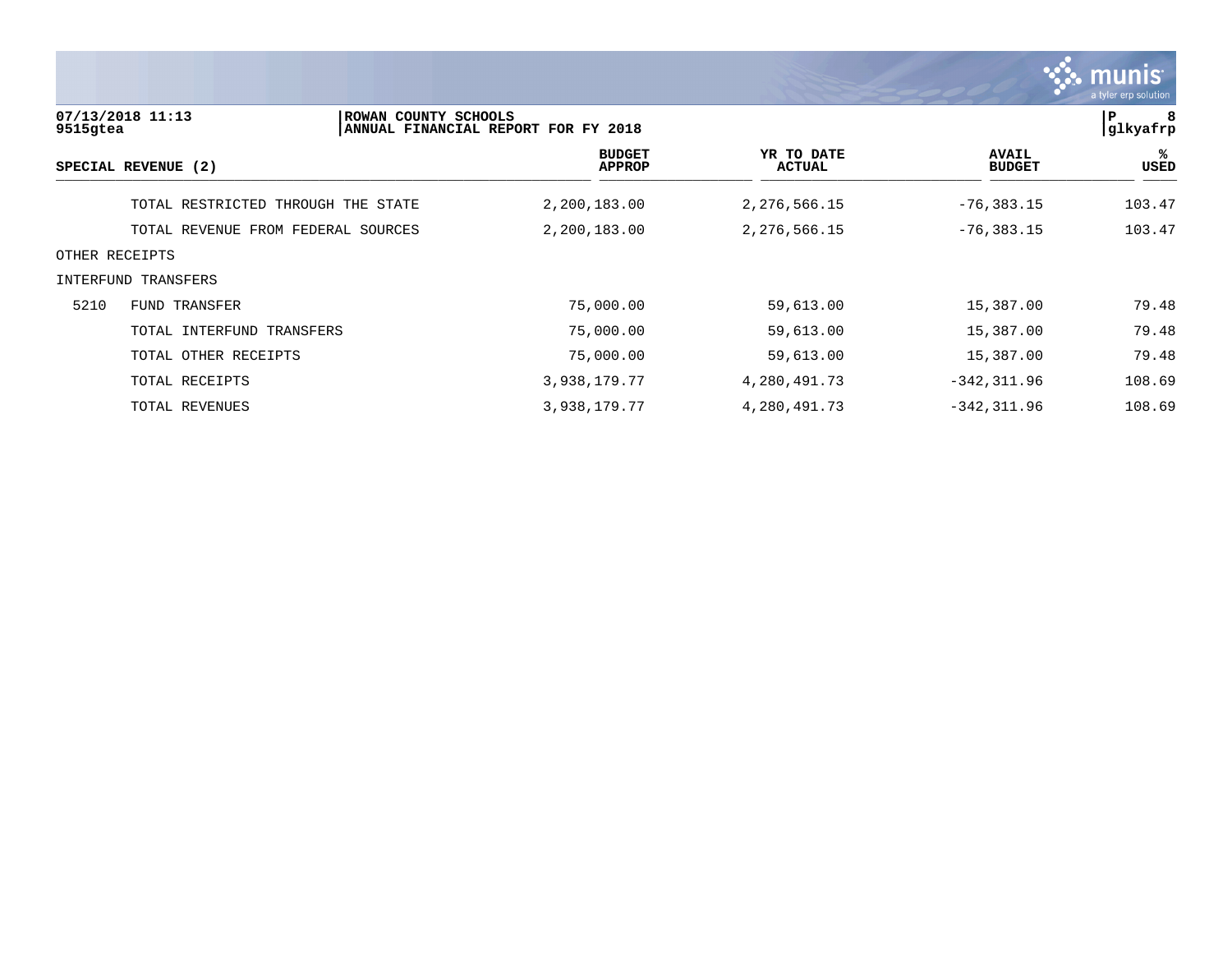07/13/2018 11:13 | ROWAN COUNTY SCHOOLS | P 8
9515gtea | ANNUAL FINANCIAL REPORT FOR FY 2018 | glkyafrp

| SPECIAL REVENUE (2) | | BUDGET APPROP | YR TO DATE ACTUAL | AVAIL BUDGET | % USED |
|---|---|---|---|---|---|
| | TOTAL RESTRICTED THROUGH THE STATE | 2,200,183.00 | 2,276,566.15 | -76,383.15 | 103.47 |
| | TOTAL REVENUE FROM FEDERAL SOURCES | 2,200,183.00 | 2,276,566.15 | -76,383.15 | 103.47 |
| OTHER RECEIPTS | | | | | |
| INTERFUND TRANSFERS | | | | | |
| 5210 | FUND TRANSFER | 75,000.00 | 59,613.00 | 15,387.00 | 79.48 |
| | TOTAL INTERFUND TRANSFERS | 75,000.00 | 59,613.00 | 15,387.00 | 79.48 |
| | TOTAL OTHER RECEIPTS | 75,000.00 | 59,613.00 | 15,387.00 | 79.48 |
| | TOTAL RECEIPTS | 3,938,179.77 | 4,280,491.73 | -342,311.96 | 108.69 |
| | TOTAL REVENUES | 3,938,179.77 | 4,280,491.73 | -342,311.96 | 108.69 |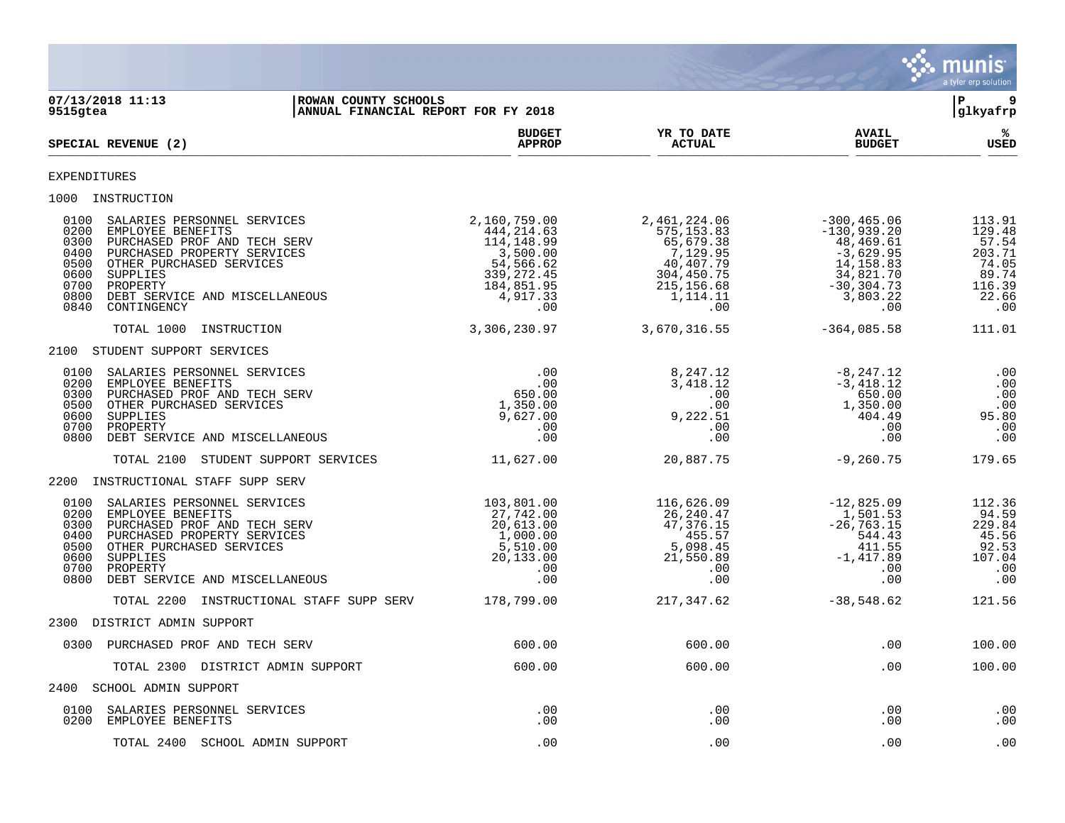07/13/2018 11:13 | ROWAN COUNTY SCHOOLS
9515gtea | ANNUAL FINANCIAL REPORT FOR FY 2018

| SPECIAL REVENUE (2) | BUDGET APPROP | YR TO DATE ACTUAL | AVAIL BUDGET | % USED |
|---|---|---|---|---|
| **EXPENDITURES** | | | | |
| **1000 INSTRUCTION** | | | | |
| 0100 SALARIES PERSONNEL SERVICES | 2,160,759.00 | 2,461,224.06 | -300,465.06 | 113.91 |
| 0200 EMPLOYEE BENEFITS | 444,214.63 | 575,153.83 | -130,939.20 | 129.48 |
| 0300 PURCHASED PROF AND TECH SERV | 114,148.99 | 65,679.38 | 48,469.61 | 57.54 |
| 0400 PURCHASED PROPERTY SERVICES | 3,500.00 | 7,129.95 | -3,629.95 | 203.71 |
| 0500 OTHER PURCHASED SERVICES | 54,566.62 | 40,407.79 | 14,158.83 | 74.05 |
| 0600 SUPPLIES | 339,272.45 | 304,450.75 | 34,821.70 | 89.74 |
| 0700 PROPERTY | 184,851.95 | 215,156.68 | -30,304.73 | 116.39 |
| 0800 DEBT SERVICE AND MISCELLANEOUS | 4,917.33 | 1,114.11 | 3,803.22 | 22.66 |
| 0840 CONTINGENCY | .00 | .00 | .00 | .00 |
| TOTAL 1000 INSTRUCTION | 3,306,230.97 | 3,670,316.55 | -364,085.58 | 111.01 |
| **2100 STUDENT SUPPORT SERVICES** | | | | |
| 0100 SALARIES PERSONNEL SERVICES | .00 | 8,247.12 | -8,247.12 | .00 |
| 0200 EMPLOYEE BENEFITS | .00 | 3,418.12 | -3,418.12 | .00 |
| 0300 PURCHASED PROF AND TECH SERV | 650.00 | .00 | 650.00 | .00 |
| 0500 OTHER PURCHASED SERVICES | 1,350.00 | .00 | 1,350.00 | .00 |
| 0600 SUPPLIES | 9,627.00 | 9,222.51 | 404.49 | 95.80 |
| 0700 PROPERTY | .00 | .00 | .00 | .00 |
| 0800 DEBT SERVICE AND MISCELLANEOUS | .00 | .00 | .00 | .00 |
| TOTAL 2100 STUDENT SUPPORT SERVICES | 11,627.00 | 20,887.75 | -9,260.75 | 179.65 |
| **2200 INSTRUCTIONAL STAFF SUPP SERV** | | | | |
| 0100 SALARIES PERSONNEL SERVICES | 103,801.00 | 116,626.09 | -12,825.09 | 112.36 |
| 0200 EMPLOYEE BENEFITS | 27,742.00 | 26,240.47 | 1,501.53 | 94.59 |
| 0300 PURCHASED PROF AND TECH SERV | 20,613.00 | 47,376.15 | -26,763.15 | 229.84 |
| 0400 PURCHASED PROPERTY SERVICES | 1,000.00 | 455.57 | 544.43 | 45.56 |
| 0500 OTHER PURCHASED SERVICES | 5,510.00 | 5,098.45 | 411.55 | 92.53 |
| 0600 SUPPLIES | 20,133.00 | 21,550.89 | -1,417.89 | 107.04 |
| 0700 PROPERTY | .00 | .00 | .00 | .00 |
| 0800 DEBT SERVICE AND MISCELLANEOUS | .00 | .00 | .00 | .00 |
| TOTAL 2200 INSTRUCTIONAL STAFF SUPP SERV | 178,799.00 | 217,347.62 | -38,548.62 | 121.56 |
| **2300 DISTRICT ADMIN SUPPORT** | | | | |
| 0300 PURCHASED PROF AND TECH SERV | 600.00 | 600.00 | .00 | 100.00 |
| TOTAL 2300 DISTRICT ADMIN SUPPORT | 600.00 | 600.00 | .00 | 100.00 |
| **2400 SCHOOL ADMIN SUPPORT** | | | | |
| 0100 SALARIES PERSONNEL SERVICES | .00 | .00 | .00 | .00 |
| 0200 EMPLOYEE BENEFITS | .00 | .00 | .00 | .00 |
| TOTAL 2400 SCHOOL ADMIN SUPPORT | .00 | .00 | .00 | .00 |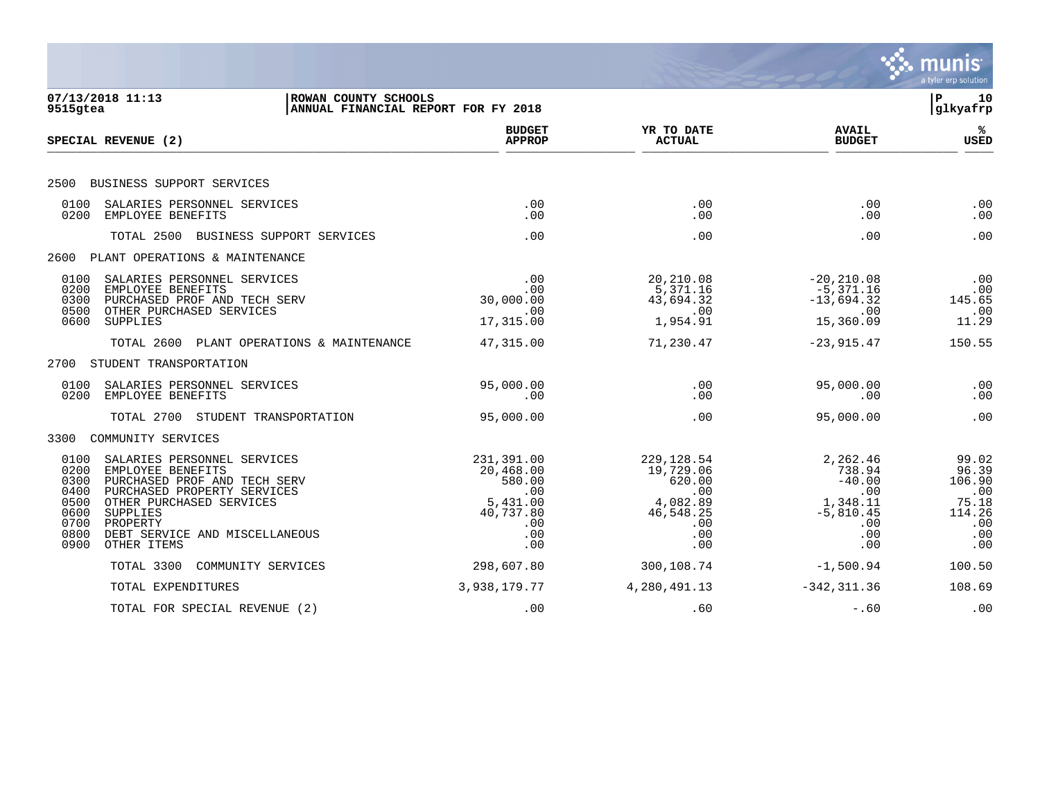**ROWAN COUNTY SCHOOLS**
**ANNUAL FINANCIAL REPORT FOR FY 2018**

07/13/2018 11:13
9515gtea

glkyafrp

| SPECIAL REVENUE (2) | BUDGET APPROP | YR TO DATE ACTUAL | AVAIL BUDGET | % USED |
|---|---|---|---|---|
| **2500 BUSINESS SUPPORT SERVICES** | | | | |
| 0100 SALARIES PERSONNEL SERVICES | .00 | .00 | .00 | .00 |
| 0200 EMPLOYEE BENEFITS | .00 | .00 | .00 | .00 |
| TOTAL 2500 BUSINESS SUPPORT SERVICES | .00 | .00 | .00 | .00 |
| **2600 PLANT OPERATIONS & MAINTENANCE** | | | | |
| 0100 SALARIES PERSONNEL SERVICES | .00 | 20,210.08 | -20,210.08 | .00 |
| 0200 EMPLOYEE BENEFITS | .00 | 5,371.16 | -5,371.16 | .00 |
| 0300 PURCHASED PROF AND TECH SERV | 30,000.00 | 43,694.32 | -13,694.32 | 145.65 |
| 0500 OTHER PURCHASED SERVICES | .00 | .00 | .00 | .00 |
| 0600 SUPPLIES | 17,315.00 | 1,954.91 | 15,360.09 | 11.29 |
| TOTAL 2600 PLANT OPERATIONS & MAINTENANCE | 47,315.00 | 71,230.47 | -23,915.47 | 150.55 |
| **2700 STUDENT TRANSPORTATION** | | | | |
| 0100 SALARIES PERSONNEL SERVICES | 95,000.00 | .00 | 95,000.00 | .00 |
| 0200 EMPLOYEE BENEFITS | .00 | .00 | .00 | .00 |
| TOTAL 2700 STUDENT TRANSPORTATION | 95,000.00 | .00 | 95,000.00 | .00 |
| **3300 COMMUNITY SERVICES** | | | | |
| 0100 SALARIES PERSONNEL SERVICES | 231,391.00 | 229,128.54 | 2,262.46 | 99.02 |
| 0200 EMPLOYEE BENEFITS | 20,468.00 | 19,729.06 | 738.94 | 96.39 |
| 0300 PURCHASED PROF AND TECH SERV | 580.00 | 620.00 | -40.00 | 106.90 |
| 0400 PURCHASED PROPERTY SERVICES | .00 | .00 | .00 | .00 |
| 0500 OTHER PURCHASED SERVICES | 5,431.00 | 4,082.89 | 1,348.11 | 75.18 |
| 0600 SUPPLIES | 40,737.80 | 46,548.25 | -5,810.45 | 114.26 |
| 0700 PROPERTY | .00 | .00 | .00 | .00 |
| 0800 DEBT SERVICE AND MISCELLANEOUS | .00 | .00 | .00 | .00 |
| 0900 OTHER ITEMS | .00 | .00 | .00 | .00 |
| TOTAL 3300 COMMUNITY SERVICES | 298,607.80 | 300,108.74 | -1,500.94 | 100.50 |
| TOTAL EXPENDITURES | 3,938,179.77 | 4,280,491.13 | -342,311.36 | 108.69 |
| TOTAL FOR SPECIAL REVENUE (2) | .00 | .60 | -.60 | .00 |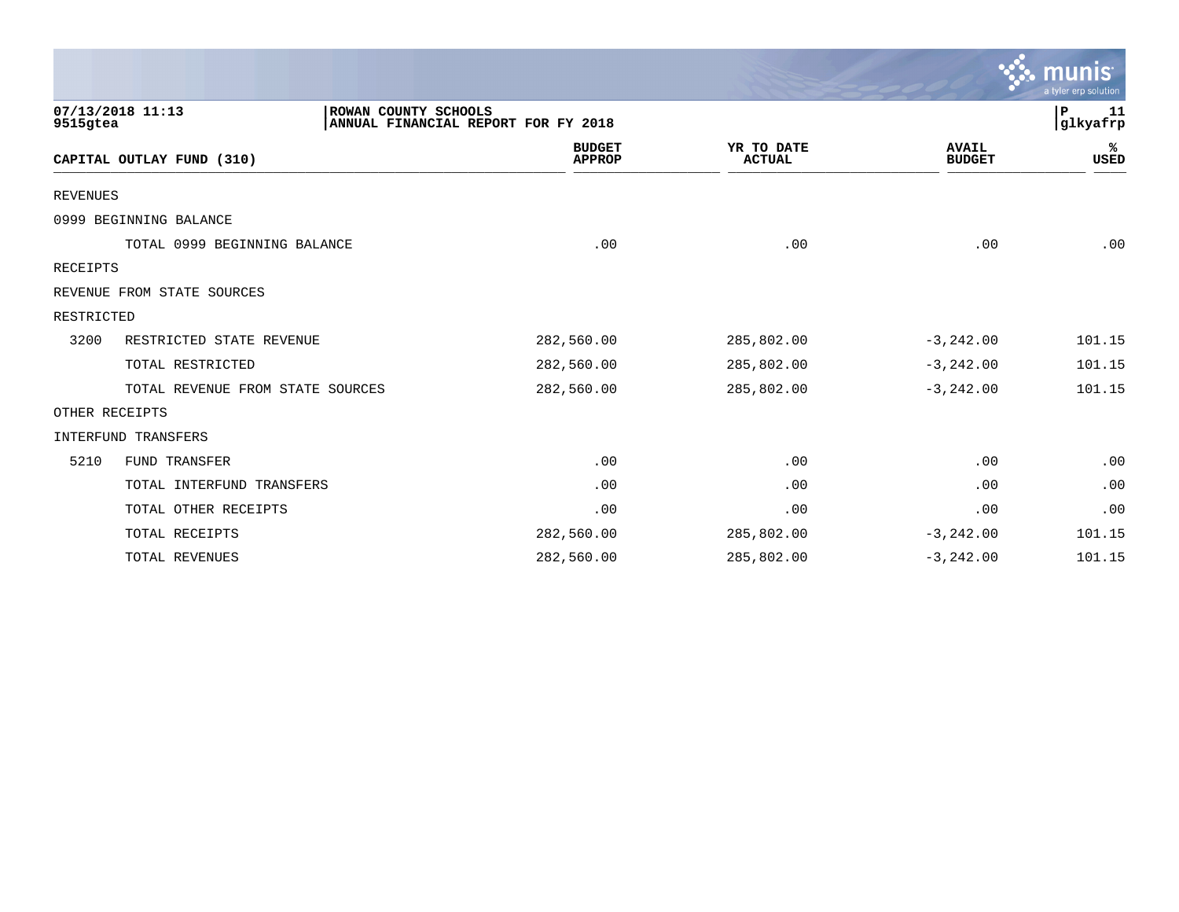07/13/2018 11:13
9515gtea

ROWAN COUNTY SCHOOLS
ANNUAL FINANCIAL REPORT FOR FY 2018

P 11
glkyafrp

| CAPITAL OUTLAY FUND (310) | | BUDGET APPROP | YR TO DATE ACTUAL | AVAIL BUDGET | % USED |
|---|---|---|---|---|---|
| REVENUES | | | | | |
| 0999 BEGINNING BALANCE | | | | | |
| | TOTAL 0999 BEGINNING BALANCE | .00 | .00 | .00 | .00 |
| RECEIPTS | | | | | |
| REVENUE FROM STATE SOURCES | | | | | |
| RESTRICTED | | | | | |
| 3200 | RESTRICTED STATE REVENUE | 282,560.00 | 285,802.00 | -3,242.00 | 101.15 |
| | TOTAL RESTRICTED | 282,560.00 | 285,802.00 | -3,242.00 | 101.15 |
| | TOTAL REVENUE FROM STATE SOURCES | 282,560.00 | 285,802.00 | -3,242.00 | 101.15 |
| OTHER RECEIPTS | | | | | |
| INTERFUND TRANSFERS | | | | | |
| 5210 | FUND TRANSFER | .00 | .00 | .00 | .00 |
| | TOTAL INTERFUND TRANSFERS | .00 | .00 | .00 | .00 |
| | TOTAL OTHER RECEIPTS | .00 | .00 | .00 | .00 |
| | TOTAL RECEIPTS | 282,560.00 | 285,802.00 | -3,242.00 | 101.15 |
| | TOTAL REVENUES | 282,560.00 | 285,802.00 | -3,242.00 | 101.15 |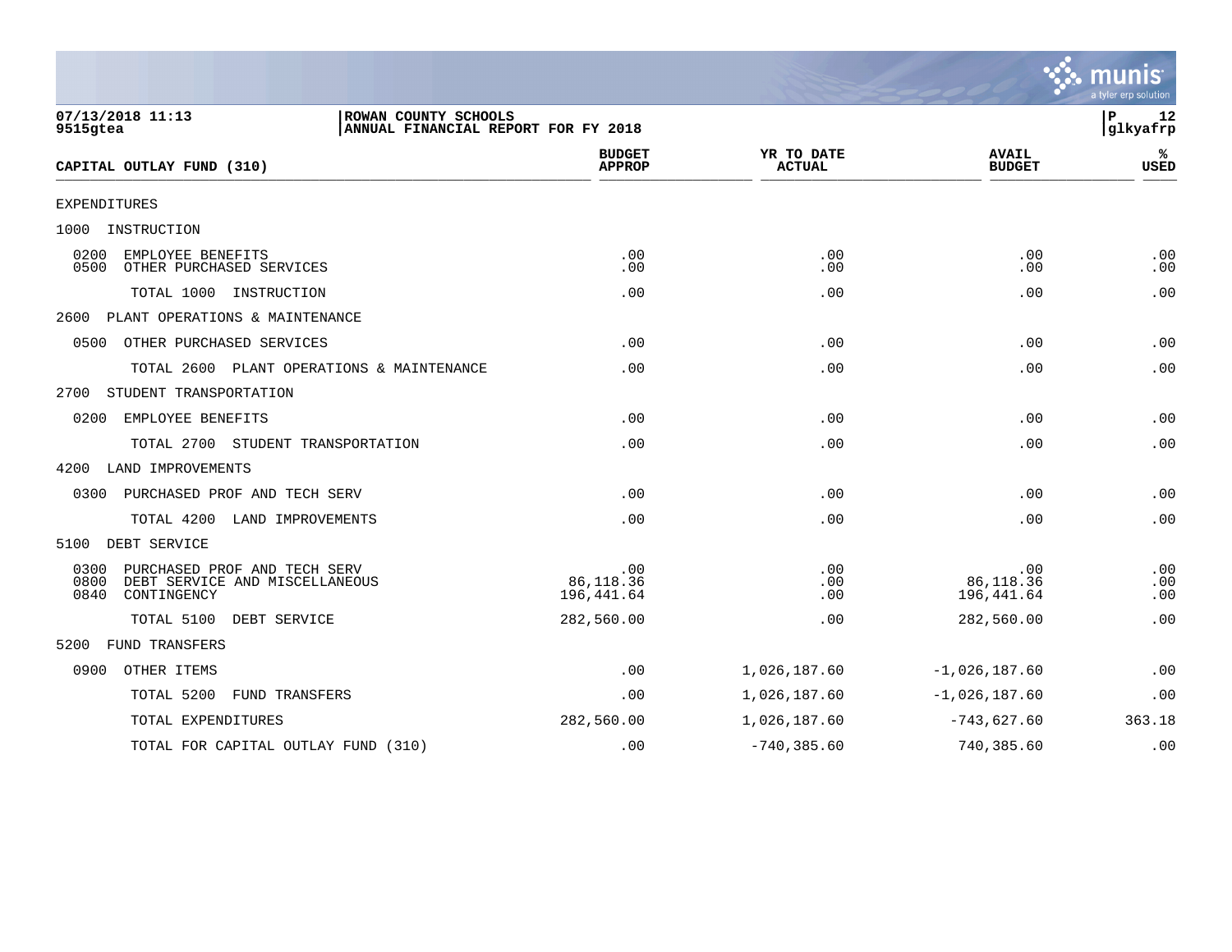07/13/2018 11:13 | ROWAN COUNTY SCHOOLS
9515gtea | ANNUAL FINANCIAL REPORT FOR FY 2018

P 12
glkyafrp

| CAPITAL OUTLAY FUND (310) | BUDGET APPROP | YR TO DATE ACTUAL | AVAIL BUDGET | % USED |
|---|---|---|---|---|
| EXPENDITURES | | | | |
| 1000 INSTRUCTION | | | | |
| 0200 EMPLOYEE BENEFITS | .00 | .00 | .00 | .00 |
| 0500 OTHER PURCHASED SERVICES | .00 | .00 | .00 | .00 |
| TOTAL 1000 INSTRUCTION | .00 | .00 | .00 | .00 |
| 2600 PLANT OPERATIONS & MAINTENANCE | | | | |
| 0500 OTHER PURCHASED SERVICES | .00 | .00 | .00 | .00 |
| TOTAL 2600 PLANT OPERATIONS & MAINTENANCE | .00 | .00 | .00 | .00 |
| 2700 STUDENT TRANSPORTATION | | | | |
| 0200 EMPLOYEE BENEFITS | .00 | .00 | .00 | .00 |
| TOTAL 2700 STUDENT TRANSPORTATION | .00 | .00 | .00 | .00 |
| 4200 LAND IMPROVEMENTS | | | | |
| 0300 PURCHASED PROF AND TECH SERV | .00 | .00 | .00 | .00 |
| TOTAL 4200 LAND IMPROVEMENTS | .00 | .00 | .00 | .00 |
| 5100 DEBT SERVICE | | | | |
| 0300 PURCHASED PROF AND TECH SERV | .00 | .00 | .00 | .00 |
| 0800 DEBT SERVICE AND MISCELLANEOUS | 86,118.36 | .00 | 86,118.36 | .00 |
| 0840 CONTINGENCY | 196,441.64 | .00 | 196,441.64 | .00 |
| TOTAL 5100 DEBT SERVICE | 282,560.00 | .00 | 282,560.00 | .00 |
| 5200 FUND TRANSFERS | | | | |
| 0900 OTHER ITEMS | .00 | 1,026,187.60 | -1,026,187.60 | .00 |
| TOTAL 5200 FUND TRANSFERS | .00 | 1,026,187.60 | -1,026,187.60 | .00 |
| TOTAL EXPENDITURES | 282,560.00 | 1,026,187.60 | -743,627.60 | 363.18 |
| TOTAL FOR CAPITAL OUTLAY FUND (310) | .00 | -740,385.60 | 740,385.60 | .00 |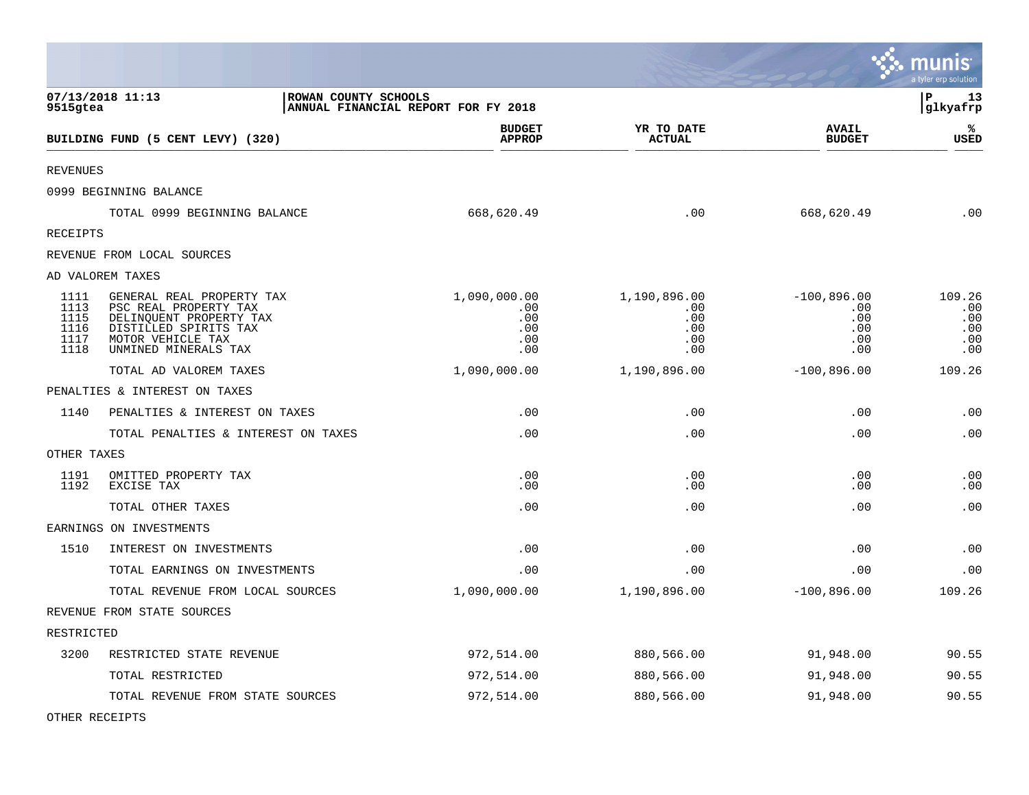07/13/2018 11:13 | ROWAN COUNTY SCHOOLS
9515gtea | ANNUAL FINANCIAL REPORT FOR FY 2018

| BUILDING FUND (5 CENT LEVY) (320) | | BUDGET APPROP | YR TO DATE ACTUAL | AVAIL BUDGET | % USED |
|---|---|---|---|---|---|
| REVENUES | | | | | |
| 0999 BEGINNING BALANCE | | | | | |
| | TOTAL 0999 BEGINNING BALANCE | 668,620.49 | .00 | 668,620.49 | .00 |
| RECEIPTS | | | | | |
| REVENUE FROM LOCAL SOURCES | | | | | |
| AD VALOREM TAXES | | | | | |
| 1111 | GENERAL REAL PROPERTY TAX | 1,090,000.00 | 1,190,896.00 | -100,896.00 | 109.26 |
| 1113 | PSC REAL PROPERTY TAX | .00 | .00 | .00 | .00 |
| 1115 | DELINQUENT PROPERTY TAX | .00 | .00 | .00 | .00 |
| 1116 | DISTILLED SPIRITS TAX | .00 | .00 | .00 | .00 |
| 1117 | MOTOR VEHICLE TAX | .00 | .00 | .00 | .00 |
| 1118 | UNMINED MINERALS TAX | .00 | .00 | .00 | .00 |
| | TOTAL AD VALOREM TAXES | 1,090,000.00 | 1,190,896.00 | -100,896.00 | 109.26 |
| PENALTIES & INTEREST ON TAXES | | | | | |
| 1140 | PENALTIES & INTEREST ON TAXES | .00 | .00 | .00 | .00 |
| | TOTAL PENALTIES & INTEREST ON TAXES | .00 | .00 | .00 | .00 |
| OTHER TAXES | | | | | |
| 1191 | OMITTED PROPERTY TAX | .00 | .00 | .00 | .00 |
| 1192 | EXCISE TAX | .00 | .00 | .00 | .00 |
| | TOTAL OTHER TAXES | .00 | .00 | .00 | .00 |
| EARNINGS ON INVESTMENTS | | | | | |
| 1510 | INTEREST ON INVESTMENTS | .00 | .00 | .00 | .00 |
| | TOTAL EARNINGS ON INVESTMENTS | .00 | .00 | .00 | .00 |
| | TOTAL REVENUE FROM LOCAL SOURCES | 1,090,000.00 | 1,190,896.00 | -100,896.00 | 109.26 |
| REVENUE FROM STATE SOURCES | | | | | |
| RESTRICTED | | | | | |
| 3200 | RESTRICTED STATE REVENUE | 972,514.00 | 880,566.00 | 91,948.00 | 90.55 |
| | TOTAL RESTRICTED | 972,514.00 | 880,566.00 | 91,948.00 | 90.55 |
| | TOTAL REVENUE FROM STATE SOURCES | 972,514.00 | 880,566.00 | 91,948.00 | 90.55 |
| OTHER RECEIPTS | | | | | |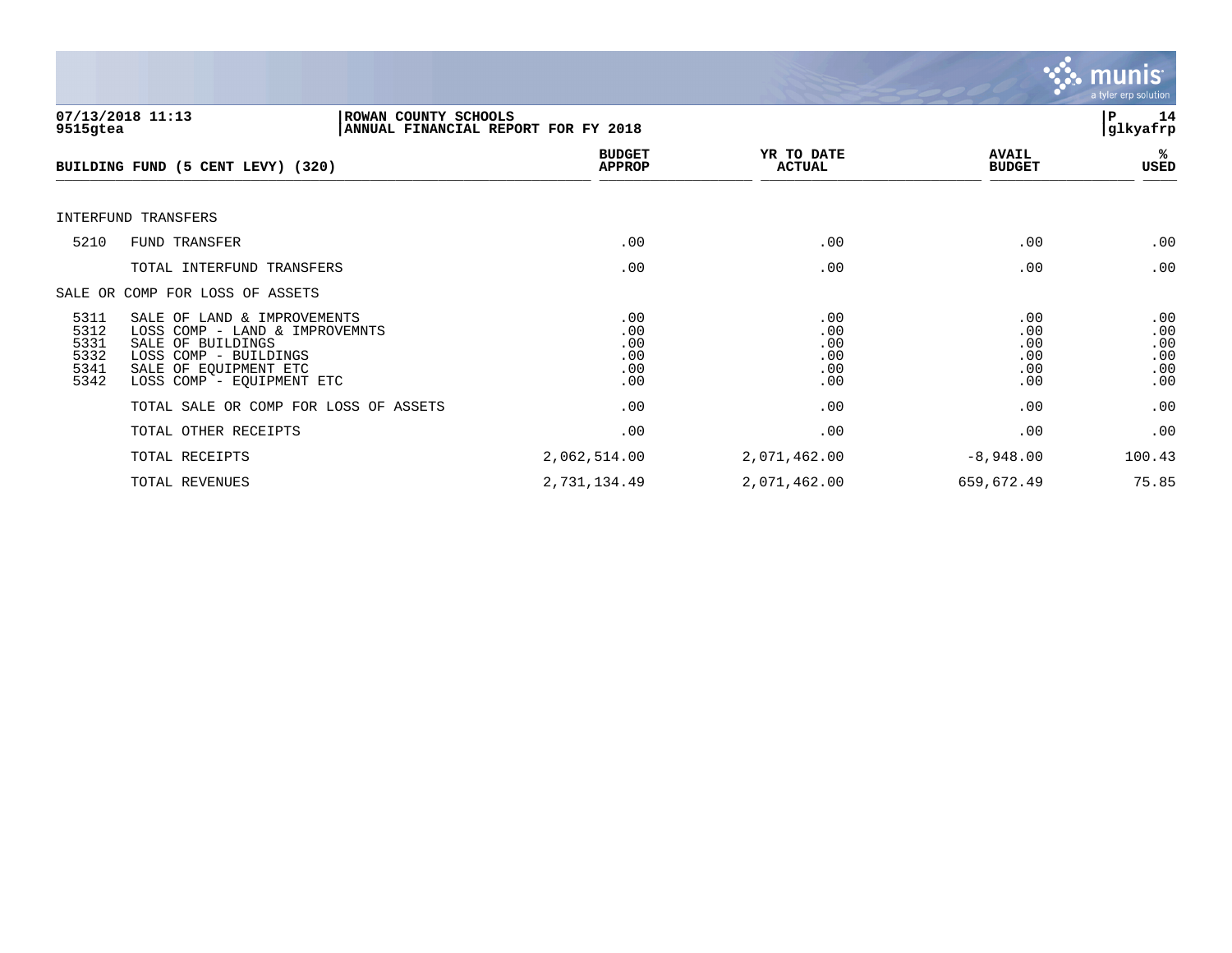ROWAN COUNTY SCHOOLS
ANNUAL FINANCIAL REPORT FOR FY 2018

07/13/2018 11:13
9515gtea

glkyafrp

| BUILDING FUND (5 CENT LEVY) (320) | | BUDGET APPROP | YR TO DATE ACTUAL | AVAIL BUDGET | % USED |
|---|---|---|---|---|---|
| INTERFUND TRANSFERS | | | | | |
| 5210 | FUND TRANSFER | .00 | .00 | .00 | .00 |
| | TOTAL INTERFUND TRANSFERS | .00 | .00 | .00 | .00 |
| SALE OR COMP FOR LOSS OF ASSETS | | | | | |
| 5311 | SALE OF LAND & IMPROVEMENTS | .00 | .00 | .00 | .00 |
| 5312 | LOSS COMP - LAND & IMPROVEMNTS | .00 | .00 | .00 | .00 |
| 5331 | SALE OF BUILDINGS | .00 | .00 | .00 | .00 |
| 5332 | LOSS COMP - BUILDINGS | .00 | .00 | .00 | .00 |
| 5341 | SALE OF EQUIPMENT ETC | .00 | .00 | .00 | .00 |
| 5342 | LOSS COMP - EQUIPMENT ETC | .00 | .00 | .00 | .00 |
| | TOTAL SALE OR COMP FOR LOSS OF ASSETS | .00 | .00 | .00 | .00 |
| | TOTAL OTHER RECEIPTS | .00 | .00 | .00 | .00 |
| | TOTAL RECEIPTS | 2,062,514.00 | 2,071,462.00 | -8,948.00 | 100.43 |
| | TOTAL REVENUES | 2,731,134.49 | 2,071,462.00 | 659,672.49 | 75.85 |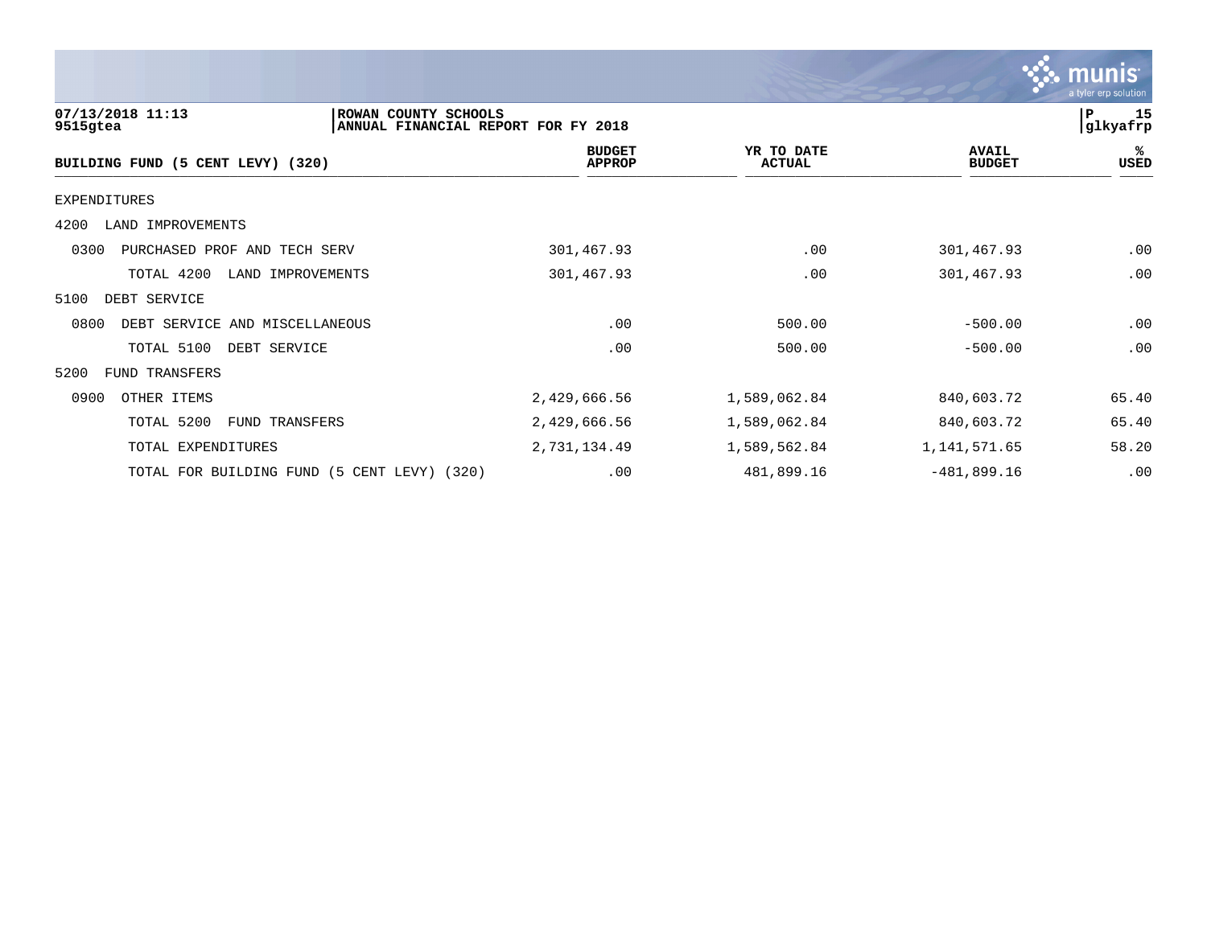07/13/2018 11:13
9515gtea

ROWAN COUNTY SCHOOLS
ANNUAL FINANCIAL REPORT FOR FY 2018

glkyafrp

| BUILDING FUND (5 CENT LEVY) (320) | BUDGET APPROP | YR TO DATE ACTUAL | AVAIL BUDGET | % USED |
|---|---|---|---|---|
| EXPENDITURES | | | | |
| 4200 LAND IMPROVEMENTS | | | | |
| 0300 PURCHASED PROF AND TECH SERV | 301,467.93 | .00 | 301,467.93 | .00 |
| TOTAL 4200 LAND IMPROVEMENTS | 301,467.93 | .00 | 301,467.93 | .00 |
| 5100 DEBT SERVICE | | | | |
| 0800 DEBT SERVICE AND MISCELLANEOUS | .00 | 500.00 | -500.00 | .00 |
| TOTAL 5100 DEBT SERVICE | .00 | 500.00 | -500.00 | .00 |
| 5200 FUND TRANSFERS | | | | |
| 0900 OTHER ITEMS | 2,429,666.56 | 1,589,062.84 | 840,603.72 | 65.40 |
| TOTAL 5200 FUND TRANSFERS | 2,429,666.56 | 1,589,062.84 | 840,603.72 | 65.40 |
| TOTAL EXPENDITURES | 2,731,134.49 | 1,589,562.84 | 1,141,571.65 | 58.20 |
| TOTAL FOR BUILDING FUND (5 CENT LEVY) (320) | .00 | 481,899.16 | -481,899.16 | .00 |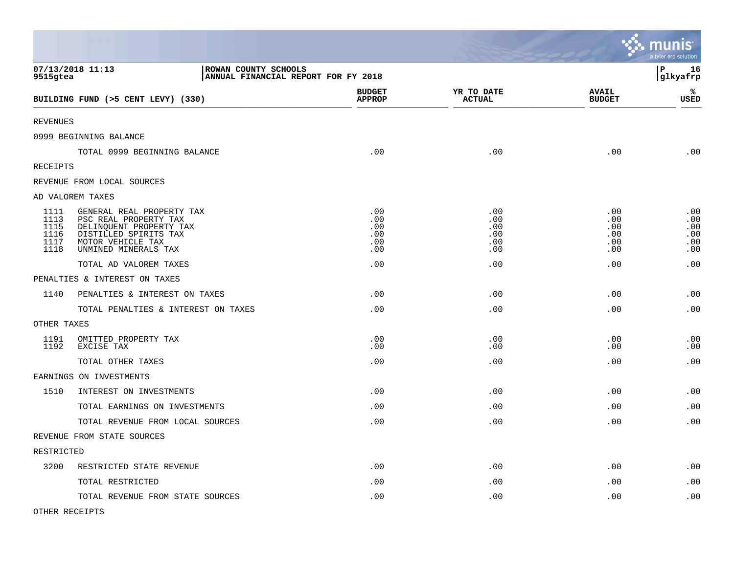ROWAN COUNTY SCHOOLS
ANNUAL FINANCIAL REPORT FOR FY 2018

07/13/2018 11:13
9515gtea

| BUILDING FUND (>5 CENT LEVY) (330) | | BUDGET APPROP | YR TO DATE ACTUAL | AVAIL BUDGET | % USED |
|---|---|---|---|---|---|
| REVENUES | | | | | |
| 0999 BEGINNING BALANCE | | | | | |
| | TOTAL 0999 BEGINNING BALANCE | .00 | .00 | .00 | .00 |
| RECEIPTS | | | | | |
| REVENUE FROM LOCAL SOURCES | | | | | |
| AD VALOREM TAXES | | | | | |
| 1111 | GENERAL REAL PROPERTY TAX | .00 | .00 | .00 | .00 |
| 1113 | PSC REAL PROPERTY TAX | .00 | .00 | .00 | .00 |
| 1115 | DELINQUENT PROPERTY TAX | .00 | .00 | .00 | .00 |
| 1116 | DISTILLED SPIRITS TAX | .00 | .00 | .00 | .00 |
| 1117 | MOTOR VEHICLE TAX | .00 | .00 | .00 | .00 |
| 1118 | UNMINED MINERALS TAX | .00 | .00 | .00 | .00 |
| | TOTAL AD VALOREM TAXES | .00 | .00 | .00 | .00 |
| PENALTIES & INTEREST ON TAXES | | | | | |
| 1140 | PENALTIES & INTEREST ON TAXES | .00 | .00 | .00 | .00 |
| | TOTAL PENALTIES & INTEREST ON TAXES | .00 | .00 | .00 | .00 |
| OTHER TAXES | | | | | |
| 1191 | OMITTED PROPERTY TAX | .00 | .00 | .00 | .00 |
| 1192 | EXCISE TAX | .00 | .00 | .00 | .00 |
| | TOTAL OTHER TAXES | .00 | .00 | .00 | .00 |
| EARNINGS ON INVESTMENTS | | | | | |
| 1510 | INTEREST ON INVESTMENTS | .00 | .00 | .00 | .00 |
| | TOTAL EARNINGS ON INVESTMENTS | .00 | .00 | .00 | .00 |
| | TOTAL REVENUE FROM LOCAL SOURCES | .00 | .00 | .00 | .00 |
| REVENUE FROM STATE SOURCES | | | | | |
| RESTRICTED | | | | | |
| 3200 | RESTRICTED STATE REVENUE | .00 | .00 | .00 | .00 |
| | TOTAL RESTRICTED | .00 | .00 | .00 | .00 |
| | TOTAL REVENUE FROM STATE SOURCES | .00 | .00 | .00 | .00 |
| OTHER RECEIPTS | | | | | |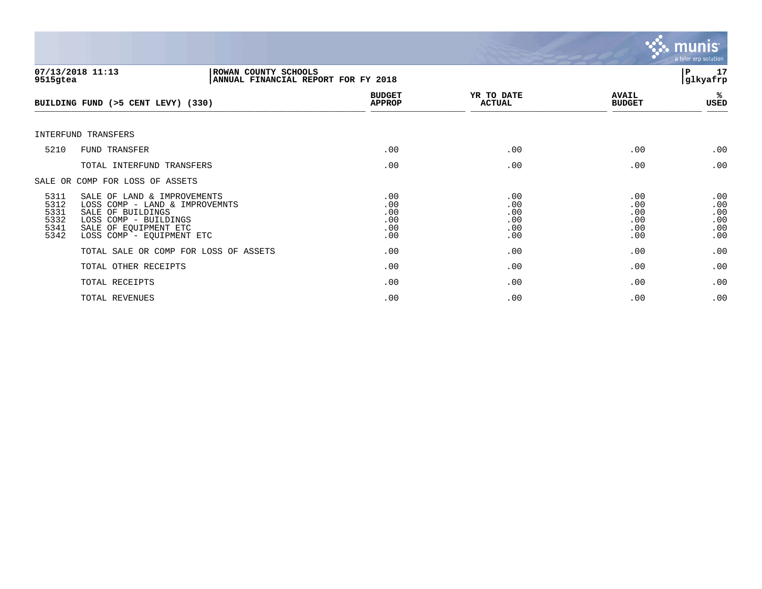07/13/2018 11:13 | ROWAN COUNTY SCHOOLS | P 17
9515gtea | ANNUAL FINANCIAL REPORT FOR FY 2018 | glkyafrp

| BUILDING FUND (>5 CENT LEVY) (330) | | BUDGET APPROP | YR TO DATE ACTUAL | AVAIL BUDGET | % USED |
|---|---|---|---|---|---|
| INTERFUND TRANSFERS | | | | | |
| 5210 | FUND TRANSFER | .00 | .00 | .00 | .00 |
| | TOTAL INTERFUND TRANSFERS | .00 | .00 | .00 | .00 |
| SALE OR COMP FOR LOSS OF ASSETS | | | | | |
| 5311 | SALE OF LAND & IMPROVEMENTS | .00 | .00 | .00 | .00 |
| 5312 | LOSS COMP - LAND & IMPROVEMNTS | .00 | .00 | .00 | .00 |
| 5331 | SALE OF BUILDINGS | .00 | .00 | .00 | .00 |
| 5332 | LOSS COMP - BUILDINGS | .00 | .00 | .00 | .00 |
| 5341 | SALE OF EQUIPMENT ETC | .00 | .00 | .00 | .00 |
| 5342 | LOSS COMP - EQUIPMENT ETC | .00 | .00 | .00 | .00 |
| | TOTAL SALE OR COMP FOR LOSS OF ASSETS | .00 | .00 | .00 | .00 |
| | TOTAL OTHER RECEIPTS | .00 | .00 | .00 | .00 |
| | TOTAL RECEIPTS | .00 | .00 | .00 | .00 |
| | TOTAL REVENUES | .00 | .00 | .00 | .00 |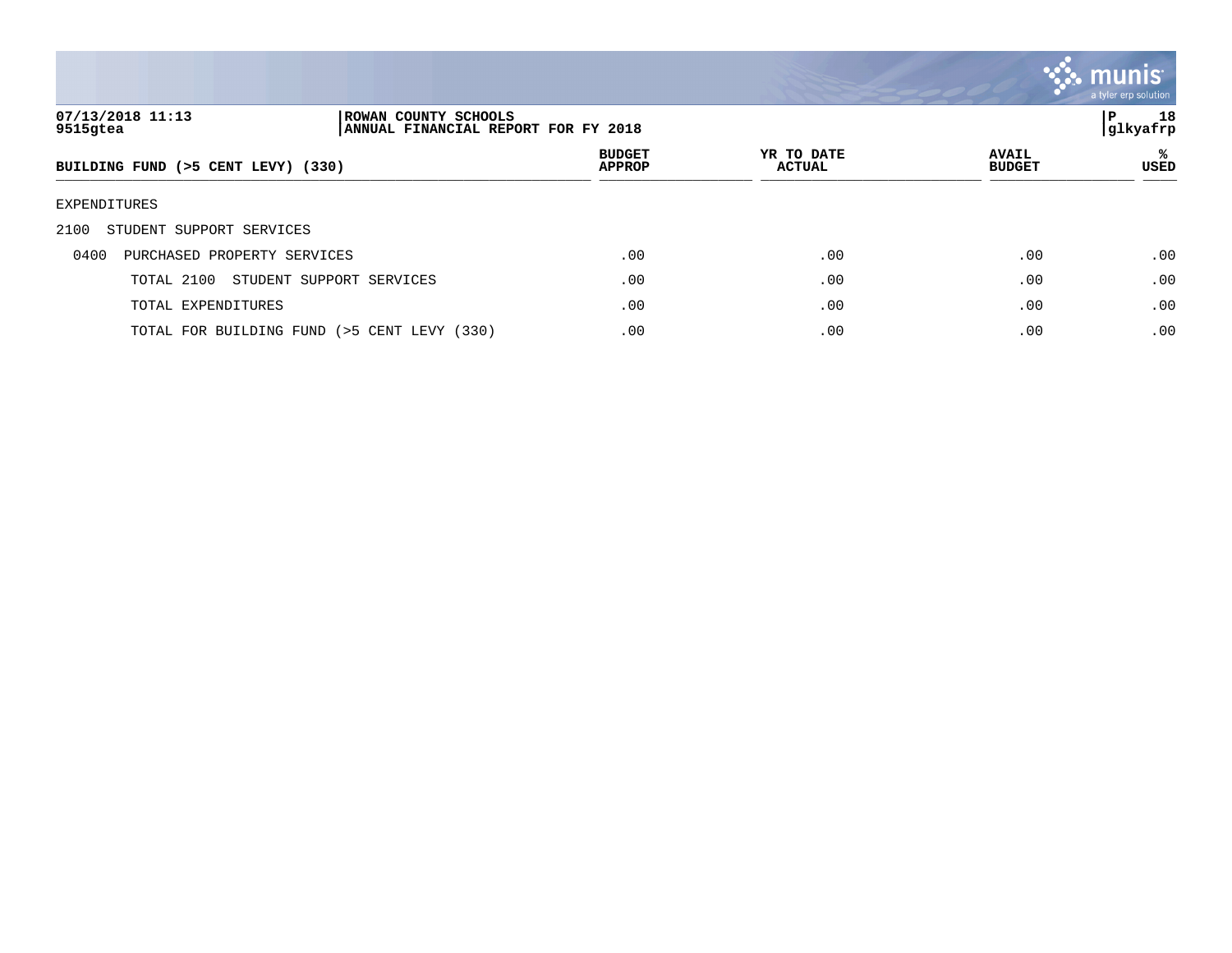ROWAN COUNTY SCHOOLS
ANNUAL FINANCIAL REPORT FOR FY 2018

| BUILDING FUND (>5 CENT LEVY) (330) | BUDGET APPROP | YR TO DATE ACTUAL | AVAIL BUDGET | % USED |
|---|---|---|---|---|
| EXPENDITURES | | | | |
| 2100 STUDENT SUPPORT SERVICES | | | | |
| 0400 PURCHASED PROPERTY SERVICES | .00 | .00 | .00 | .00 |
| TOTAL 2100 STUDENT SUPPORT SERVICES | .00 | .00 | .00 | .00 |
| TOTAL EXPENDITURES | .00 | .00 | .00 | .00 |
| TOTAL FOR BUILDING FUND (>5 CENT LEVY (330) | .00 | .00 | .00 | .00 |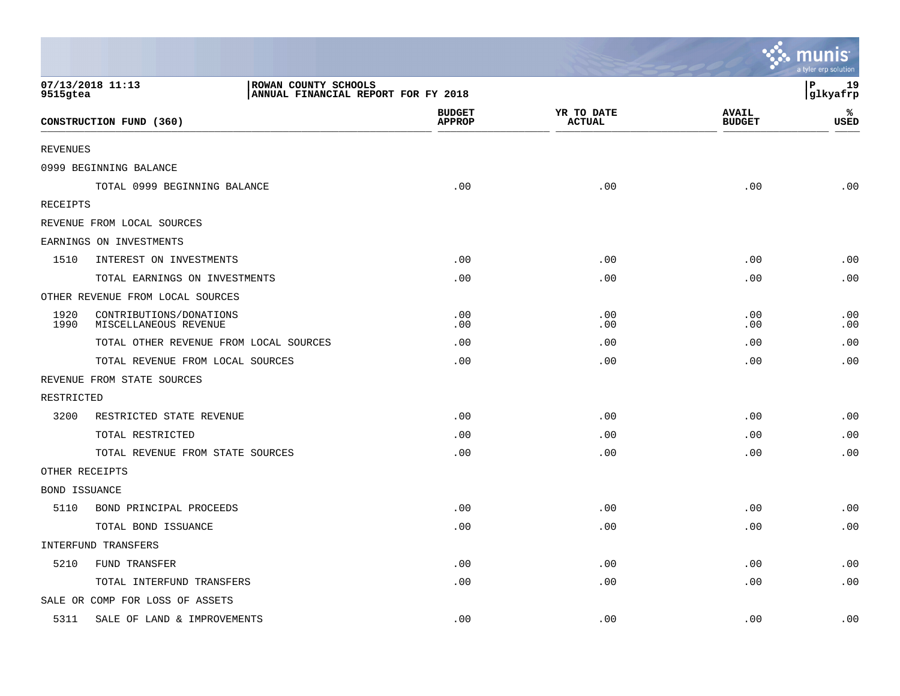ROWAN COUNTY SCHOOLS
ANNUAL FINANCIAL REPORT FOR FY 2018

07/13/2018 11:13
9515gtea

| CONSTRUCTION FUND (360) | | BUDGET APPROP | YR TO DATE ACTUAL | AVAIL BUDGET | % USED |
|---|---|---|---|---|---|
| REVENUES | | | | | |
| 0999 BEGINNING BALANCE | | | | | |
| | TOTAL 0999 BEGINNING BALANCE | .00 | .00 | .00 | .00 |
| RECEIPTS | | | | | |
| REVENUE FROM LOCAL SOURCES | | | | | |
| EARNINGS ON INVESTMENTS | | | | | |
| 1510 | INTEREST ON INVESTMENTS | .00 | .00 | .00 | .00 |
| | TOTAL EARNINGS ON INVESTMENTS | .00 | .00 | .00 | .00 |
| OTHER REVENUE FROM LOCAL SOURCES | | | | | |
| 1920 | CONTRIBUTIONS/DONATIONS | .00 | .00 | .00 | .00 |
| 1990 | MISCELLANEOUS REVENUE | .00 | .00 | .00 | .00 |
| | TOTAL OTHER REVENUE FROM LOCAL SOURCES | .00 | .00 | .00 | .00 |
| | TOTAL REVENUE FROM LOCAL SOURCES | .00 | .00 | .00 | .00 |
| REVENUE FROM STATE SOURCES | | | | | |
| RESTRICTED | | | | | |
| 3200 | RESTRICTED STATE REVENUE | .00 | .00 | .00 | .00 |
| | TOTAL RESTRICTED | .00 | .00 | .00 | .00 |
| | TOTAL REVENUE FROM STATE SOURCES | .00 | .00 | .00 | .00 |
| OTHER RECEIPTS | | | | | |
| BOND ISSUANCE | | | | | |
| 5110 | BOND PRINCIPAL PROCEEDS | .00 | .00 | .00 | .00 |
| | TOTAL BOND ISSUANCE | .00 | .00 | .00 | .00 |
| INTERFUND TRANSFERS | | | | | |
| 5210 | FUND TRANSFER | .00 | .00 | .00 | .00 |
| | TOTAL INTERFUND TRANSFERS | .00 | .00 | .00 | .00 |
| SALE OR COMP FOR LOSS OF ASSETS | | | | | |
| 5311 | SALE OF LAND & IMPROVEMENTS | .00 | .00 | .00 | .00 |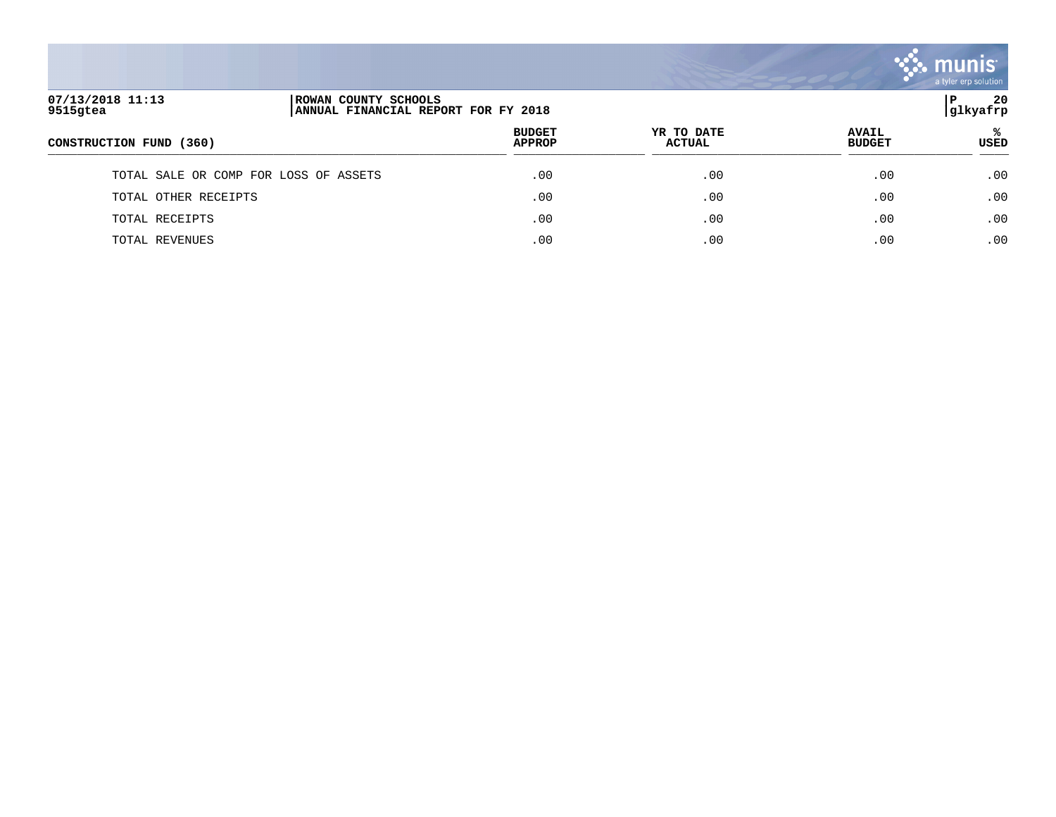| CONSTRUCTION FUND (360) | BUDGET APPROP | YR TO DATE ACTUAL | AVAIL BUDGET | % USED |
|---|---|---|---|---|
| TOTAL SALE OR COMP FOR LOSS OF ASSETS | .00 | .00 | .00 | .00 |
| TOTAL OTHER RECEIPTS | .00 | .00 | .00 | .00 |
| TOTAL RECEIPTS | .00 | .00 | .00 | .00 |
| TOTAL REVENUES | .00 | .00 | .00 | .00 |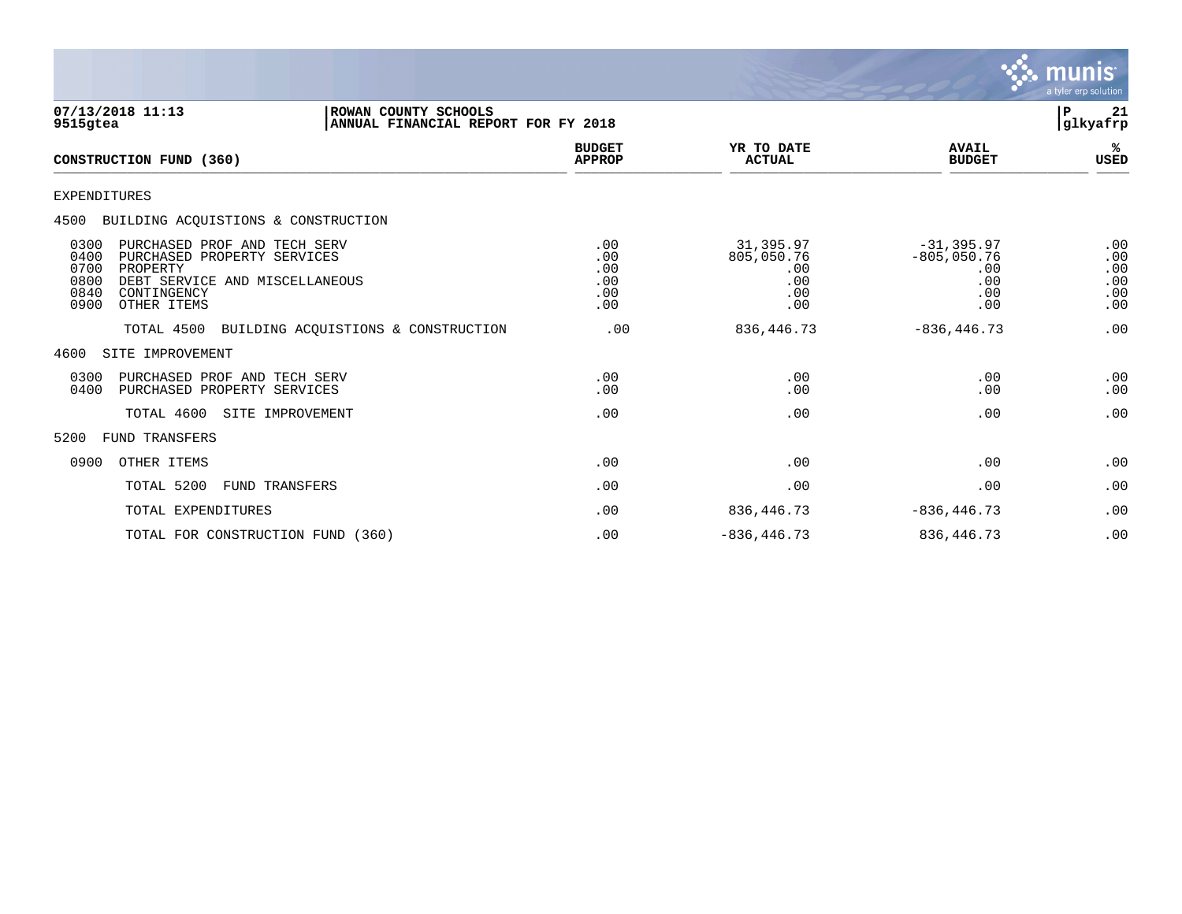07/13/2018 11:13 | ROWAN COUNTY SCHOOLS | P 21
9515gtea | ANNUAL FINANCIAL REPORT FOR FY 2018 | glkyafrp

| CONSTRUCTION FUND (360) | BUDGET APPROP | YR TO DATE ACTUAL | AVAIL BUDGET | % USED |
|---|---|---|---|---|
| EXPENDITURES | | | | |
| 4500 BUILDING ACQUISTIONS & CONSTRUCTION | | | | |
| 0300 PURCHASED PROF AND TECH SERV | .00 | 31,395.97 | -31,395.97 | .00 |
| 0400 PURCHASED PROPERTY SERVICES | .00 | 805,050.76 | -805,050.76 | .00 |
| 0700 PROPERTY | .00 | .00 | .00 | .00 |
| 0800 DEBT SERVICE AND MISCELLANEOUS | .00 | .00 | .00 | .00 |
| 0840 CONTINGENCY | .00 | .00 | .00 | .00 |
| 0900 OTHER ITEMS | .00 | .00 | .00 | .00 |
| TOTAL 4500 BUILDING ACQUISTIONS & CONSTRUCTION | .00 | 836,446.73 | -836,446.73 | .00 |
| 4600 SITE IMPROVEMENT | | | | |
| 0300 PURCHASED PROF AND TECH SERV | .00 | .00 | .00 | .00 |
| 0400 PURCHASED PROPERTY SERVICES | .00 | .00 | .00 | .00 |
| TOTAL 4600 SITE IMPROVEMENT | .00 | .00 | .00 | .00 |
| 5200 FUND TRANSFERS | | | | |
| 0900 OTHER ITEMS | .00 | .00 | .00 | .00 |
| TOTAL 5200 FUND TRANSFERS | .00 | .00 | .00 | .00 |
| TOTAL EXPENDITURES | .00 | 836,446.73 | -836,446.73 | .00 |
| TOTAL FOR CONSTRUCTION FUND (360) | .00 | -836,446.73 | 836,446.73 | .00 |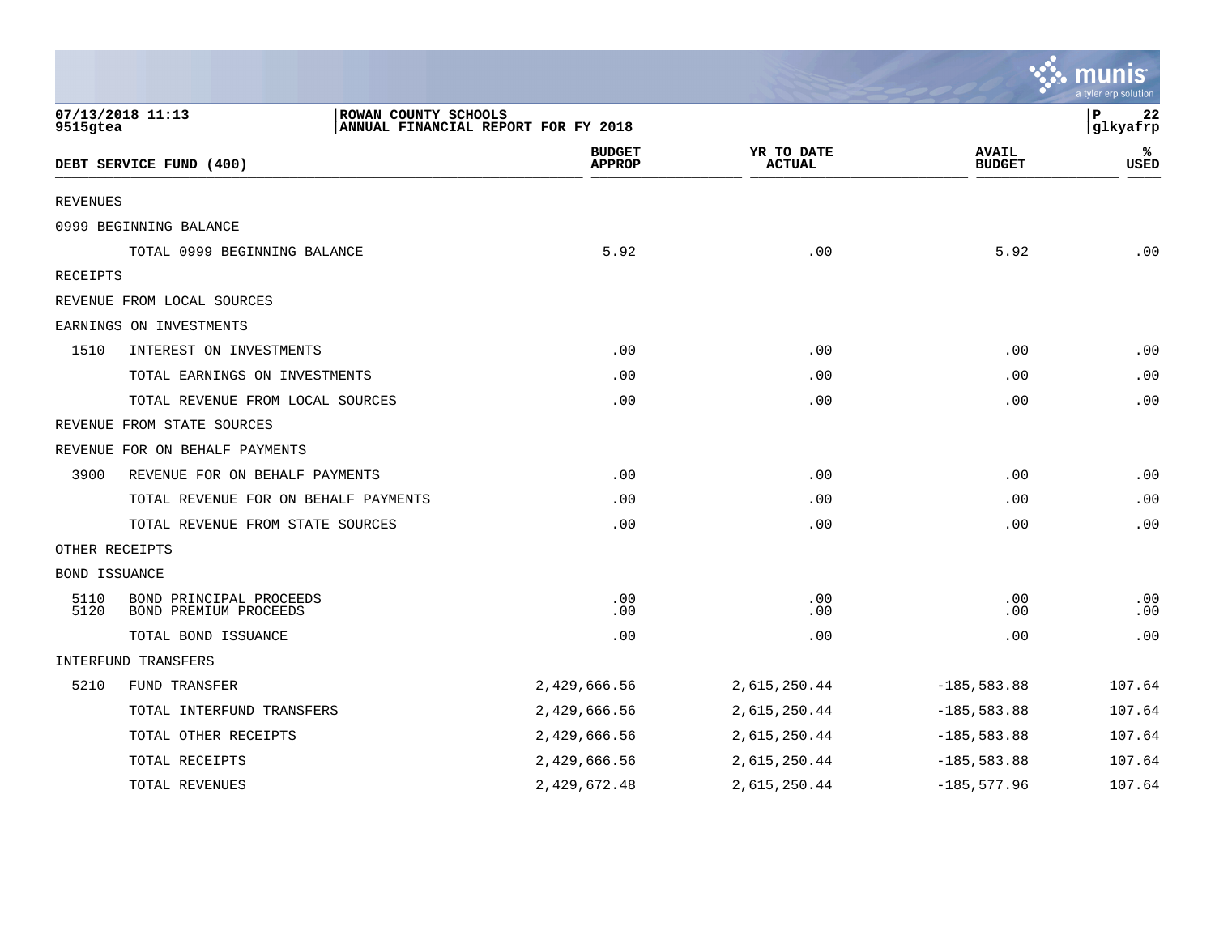ROWAN COUNTY SCHOOLS
ANNUAL FINANCIAL REPORT FOR FY 2018

07/13/2018 11:13
9515gtea

| DEBT SERVICE FUND (400) | | BUDGET APPROP | YR TO DATE ACTUAL | AVAIL BUDGET | % USED |
|---|---|---|---|---|---|
| REVENUES | | | | | |
| 0999 BEGINNING BALANCE | | | | | |
| | TOTAL 0999 BEGINNING BALANCE | 5.92 | .00 | 5.92 | .00 |
| RECEIPTS | | | | | |
| REVENUE FROM LOCAL SOURCES | | | | | |
| EARNINGS ON INVESTMENTS | | | | | |
| 1510 | INTEREST ON INVESTMENTS | .00 | .00 | .00 | .00 |
| | TOTAL EARNINGS ON INVESTMENTS | .00 | .00 | .00 | .00 |
| | TOTAL REVENUE FROM LOCAL SOURCES | .00 | .00 | .00 | .00 |
| REVENUE FROM STATE SOURCES | | | | | |
| REVENUE FOR ON BEHALF PAYMENTS | | | | | |
| 3900 | REVENUE FOR ON BEHALF PAYMENTS | .00 | .00 | .00 | .00 |
| | TOTAL REVENUE FOR ON BEHALF PAYMENTS | .00 | .00 | .00 | .00 |
| | TOTAL REVENUE FROM STATE SOURCES | .00 | .00 | .00 | .00 |
| OTHER RECEIPTS | | | | | |
| BOND ISSUANCE | | | | | |
| 5110 | BOND PRINCIPAL PROCEEDS | .00 | .00 | .00 | .00 |
| 5120 | BOND PREMIUM PROCEEDS | .00 | .00 | .00 | .00 |
| | TOTAL BOND ISSUANCE | .00 | .00 | .00 | .00 |
| INTERFUND TRANSFERS | | | | | |
| 5210 | FUND TRANSFER | 2,429,666.56 | 2,615,250.44 | -185,583.88 | 107.64 |
| | TOTAL INTERFUND TRANSFERS | 2,429,666.56 | 2,615,250.44 | -185,583.88 | 107.64 |
| | TOTAL OTHER RECEIPTS | 2,429,666.56 | 2,615,250.44 | -185,583.88 | 107.64 |
| | TOTAL RECEIPTS | 2,429,666.56 | 2,615,250.44 | -185,583.88 | 107.64 |
| | TOTAL REVENUES | 2,429,672.48 | 2,615,250.44 | -185,577.96 | 107.64 |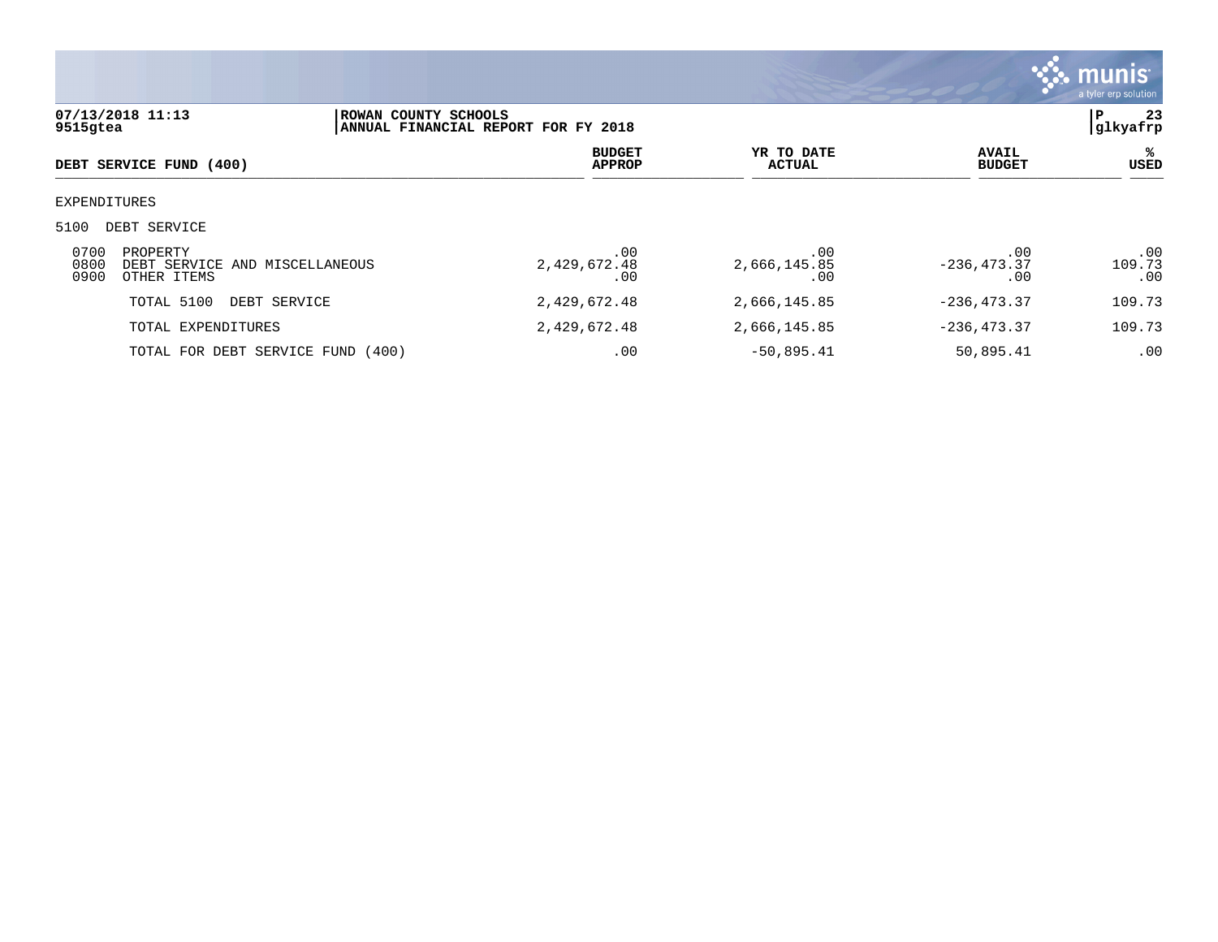07/13/2018 11:13 | ROWAN COUNTY SCHOOLS
9515gtea | ANNUAL FINANCIAL REPORT FOR FY 2018

| DEBT SERVICE FUND (400) | BUDGET APPROP | YR TO DATE ACTUAL | AVAIL BUDGET | % USED |
|---|---|---|---|---|
| EXPENDITURES | | | | |
| 5100 DEBT SERVICE | | | | |
| 0700 PROPERTY | .00 | .00 | .00 | .00 |
| 0800 DEBT SERVICE AND MISCELLANEOUS | 2,429,672.48 | 2,666,145.85 | -236,473.37 | 109.73 |
| 0900 OTHER ITEMS | .00 | .00 | .00 | .00 |
| TOTAL 5100 DEBT SERVICE | 2,429,672.48 | 2,666,145.85 | -236,473.37 | 109.73 |
| TOTAL EXPENDITURES | 2,429,672.48 | 2,666,145.85 | -236,473.37 | 109.73 |
| TOTAL FOR DEBT SERVICE FUND (400) | .00 | -50,895.41 | 50,895.41 | .00 |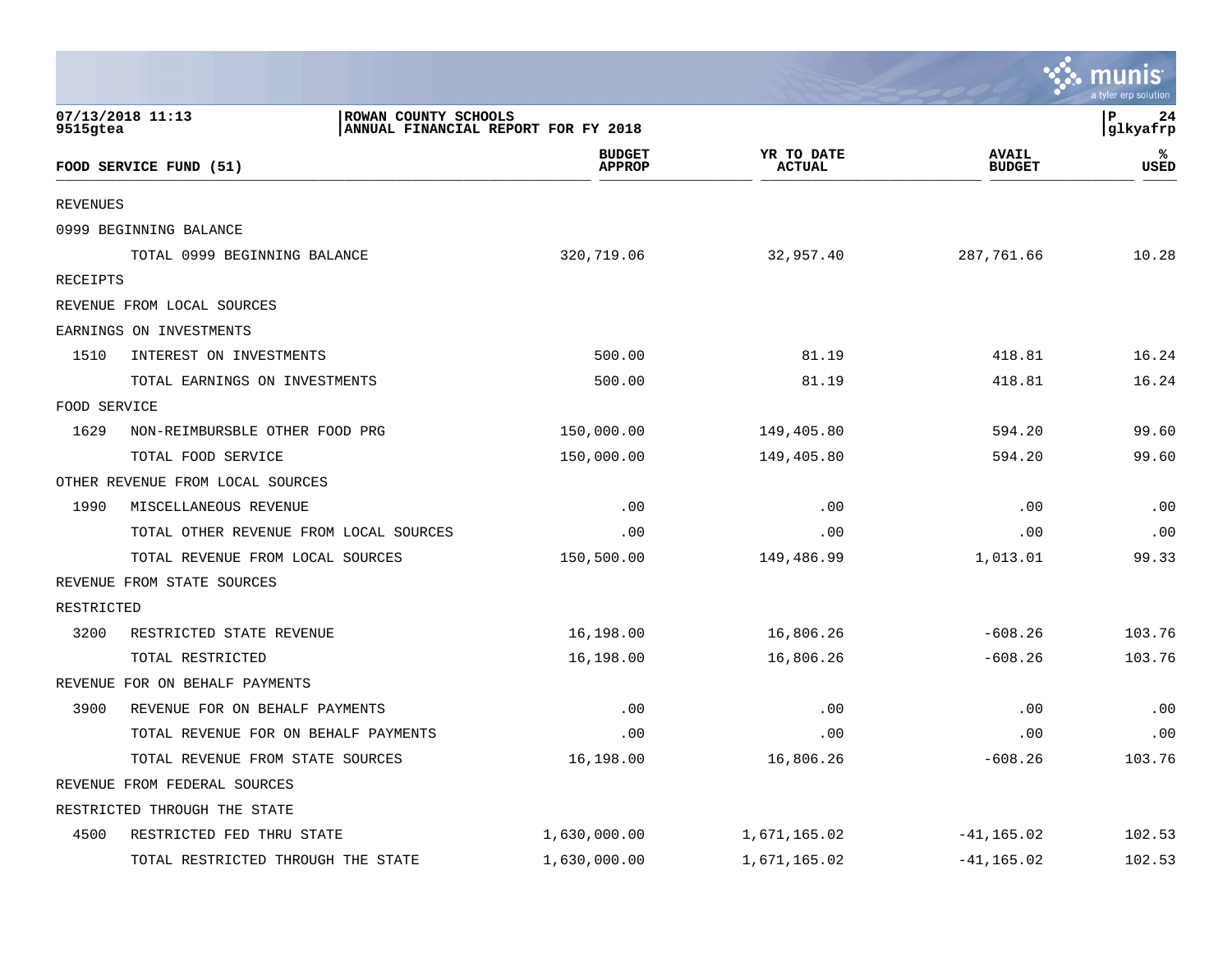07/13/2018 11:13 | ROWAN COUNTY SCHOOLS | P 24
9515gtea | ANNUAL FINANCIAL REPORT FOR FY 2018 | glkyafrp

| FOOD SERVICE FUND (51) | | BUDGET APPROP | YR TO DATE ACTUAL | AVAIL BUDGET | % USED |
|---|---|---|---|---|---|
| REVENUES | | | | | |
| 0999 BEGINNING BALANCE | | | | | |
| | TOTAL 0999 BEGINNING BALANCE | 320,719.06 | 32,957.40 | 287,761.66 | 10.28 |
| RECEIPTS | | | | | |
| REVENUE FROM LOCAL SOURCES | | | | | |
| EARNINGS ON INVESTMENTS | | | | | |
| 1510 | INTEREST ON INVESTMENTS | 500.00 | 81.19 | 418.81 | 16.24 |
| | TOTAL EARNINGS ON INVESTMENTS | 500.00 | 81.19 | 418.81 | 16.24 |
| FOOD SERVICE | | | | | |
| 1629 | NON-REIMBURSBLE OTHER FOOD PRG | 150,000.00 | 149,405.80 | 594.20 | 99.60 |
| | TOTAL FOOD SERVICE | 150,000.00 | 149,405.80 | 594.20 | 99.60 |
| OTHER REVENUE FROM LOCAL SOURCES | | | | | |
| 1990 | MISCELLANEOUS REVENUE | .00 | .00 | .00 | .00 |
| | TOTAL OTHER REVENUE FROM LOCAL SOURCES | .00 | .00 | .00 | .00 |
| | TOTAL REVENUE FROM LOCAL SOURCES | 150,500.00 | 149,486.99 | 1,013.01 | 99.33 |
| REVENUE FROM STATE SOURCES | | | | | |
| RESTRICTED | | | | | |
| 3200 | RESTRICTED STATE REVENUE | 16,198.00 | 16,806.26 | -608.26 | 103.76 |
| | TOTAL RESTRICTED | 16,198.00 | 16,806.26 | -608.26 | 103.76 |
| REVENUE FOR ON BEHALF PAYMENTS | | | | | |
| 3900 | REVENUE FOR ON BEHALF PAYMENTS | .00 | .00 | .00 | .00 |
| | TOTAL REVENUE FOR ON BEHALF PAYMENTS | .00 | .00 | .00 | .00 |
| | TOTAL REVENUE FROM STATE SOURCES | 16,198.00 | 16,806.26 | -608.26 | 103.76 |
| REVENUE FROM FEDERAL SOURCES | | | | | |
| RESTRICTED THROUGH THE STATE | | | | | |
| 4500 | RESTRICTED FED THRU STATE | 1,630,000.00 | 1,671,165.02 | -41,165.02 | 102.53 |
| | TOTAL RESTRICTED THROUGH THE STATE | 1,630,000.00 | 1,671,165.02 | -41,165.02 | 102.53 |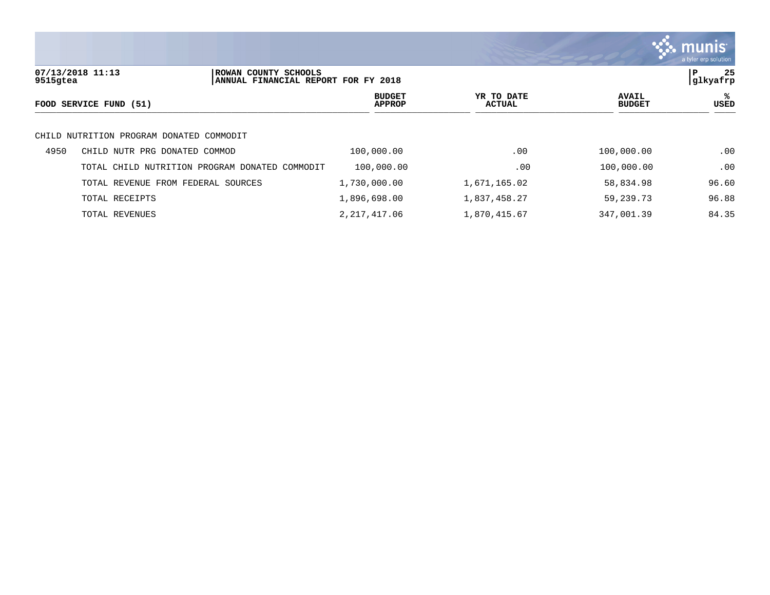ROWAN COUNTY SCHOOLS
ANNUAL FINANCIAL REPORT FOR FY 2018

| FOOD SERVICE FUND (51) | | BUDGET APPROP | YR TO DATE ACTUAL | AVAIL BUDGET | % USED |
|---|---|---|---|---|---|
| CHILD NUTRITION PROGRAM DONATED COMMODIT | | | | | |
| 4950 | CHILD NUTR PRG DONATED COMMOD | 100,000.00 | .00 | 100,000.00 | .00 |
| | TOTAL CHILD NUTRITION PROGRAM DONATED COMMODIT | 100,000.00 | .00 | 100,000.00 | .00 |
| | TOTAL REVENUE FROM FEDERAL SOURCES | 1,730,000.00 | 1,671,165.02 | 58,834.98 | 96.60 |
| | TOTAL RECEIPTS | 1,896,698.00 | 1,837,458.27 | 59,239.73 | 96.88 |
| | TOTAL REVENUES | 2,217,417.06 | 1,870,415.67 | 347,001.39 | 84.35 |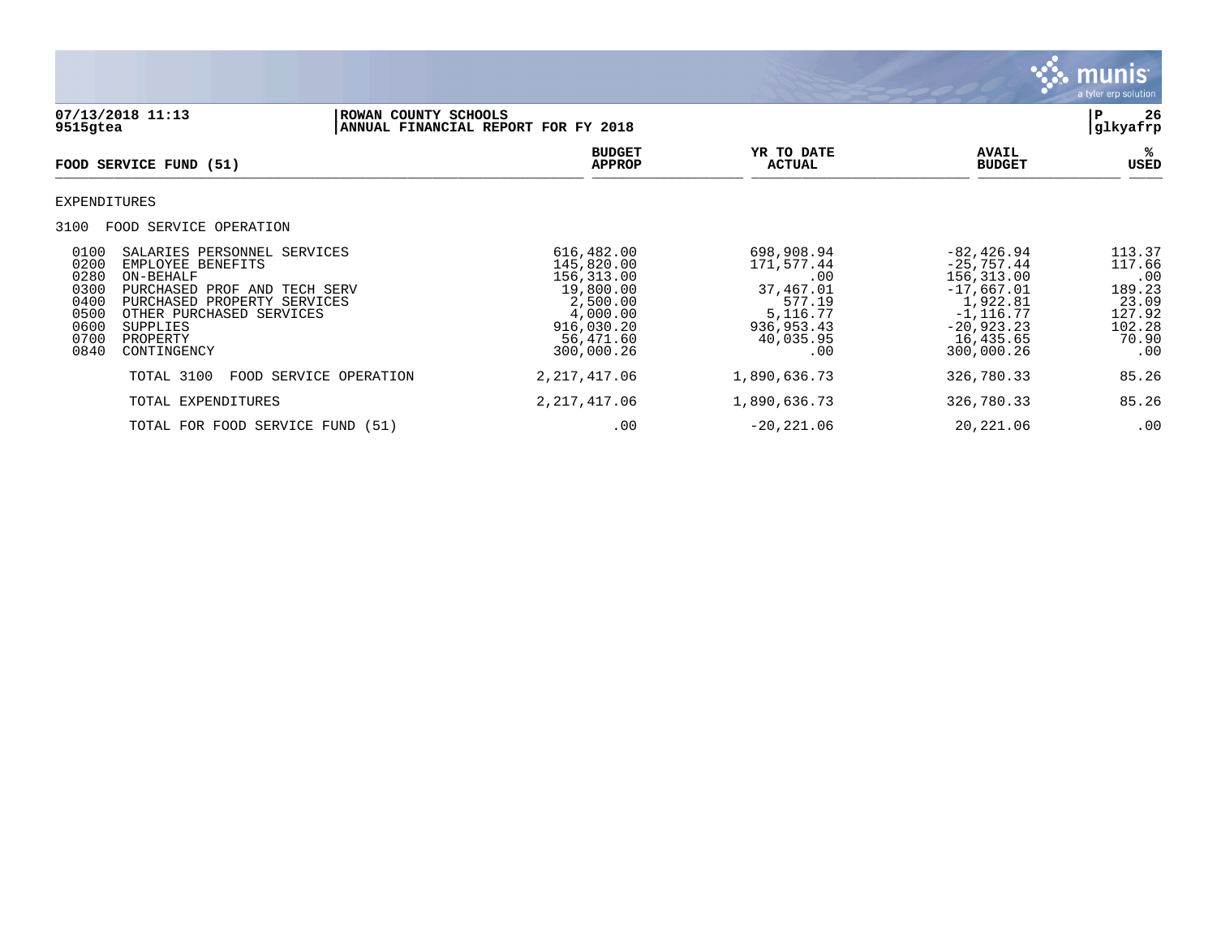07/13/2018 11:13 | ROWAN COUNTY SCHOOLS
9515gtea | ANNUAL FINANCIAL REPORT FOR FY 2018

glkyafrp

| FOOD SERVICE FUND (51) | BUDGET APPROP | YR TO DATE ACTUAL | AVAIL BUDGET | % USED |
|---|---|---|---|---|
| **EXPENDITURES** | | | | |
| **3100 FOOD SERVICE OPERATION** | | | | |
| 0100 SALARIES PERSONNEL SERVICES | 616,482.00 | 698,908.94 | -82,426.94 | 113.37 |
| 0200 EMPLOYEE BENEFITS | 145,820.00 | 171,577.44 | -25,757.44 | 117.66 |
| 0280 ON-BEHALF | 156,313.00 | .00 | 156,313.00 | .00 |
| 0300 PURCHASED PROF AND TECH SERV | 19,800.00 | 37,467.01 | -17,667.01 | 189.23 |
| 0400 PURCHASED PROPERTY SERVICES | 2,500.00 | 577.19 | 1,922.81 | 23.09 |
| 0500 OTHER PURCHASED SERVICES | 4,000.00 | 5,116.77 | -1,116.77 | 127.92 |
| 0600 SUPPLIES | 916,030.20 | 936,953.43 | -20,923.23 | 102.28 |
| 0700 PROPERTY | 56,471.60 | 40,035.95 | 16,435.65 | 70.90 |
| 0840 CONTINGENCY | 300,000.26 | .00 | 300,000.26 | .00 |
| TOTAL 3100 FOOD SERVICE OPERATION | 2,217,417.06 | 1,890,636.73 | 326,780.33 | 85.26 |
| TOTAL EXPENDITURES | 2,217,417.06 | 1,890,636.73 | 326,780.33 | 85.26 |
| TOTAL FOR FOOD SERVICE FUND (51) | .00 | -20,221.06 | 20,221.06 | .00 |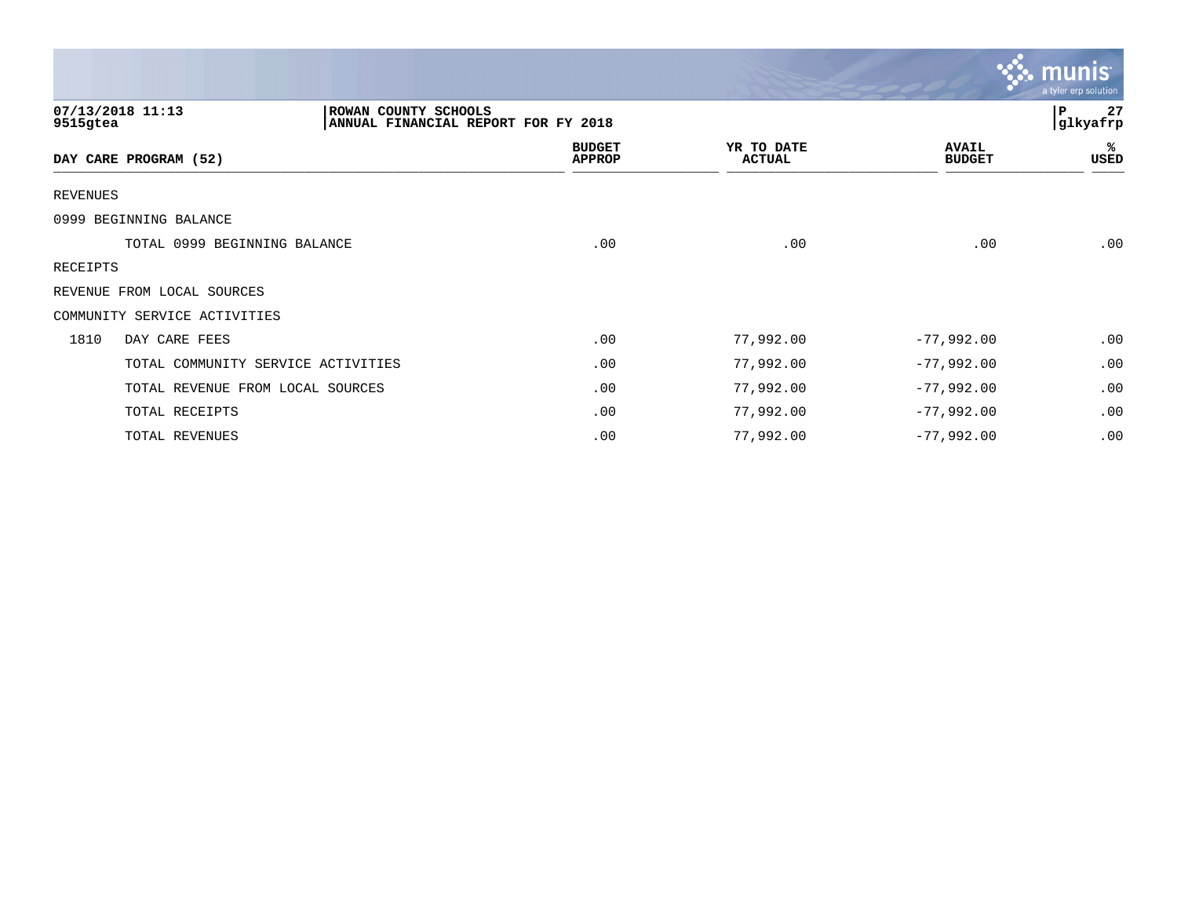ROWAN COUNTY SCHOOLS
ANNUAL FINANCIAL REPORT FOR FY 2018

07/13/2018 11:13
9515gtea

glkyafrp

| DAY CARE PROGRAM (52) | | BUDGET APPROP | YR TO DATE ACTUAL | AVAIL BUDGET | % USED |
|---|---|---|---|---|---|
| REVENUES | | | | | |
| 0999 BEGINNING BALANCE | | | | | |
| | TOTAL 0999 BEGINNING BALANCE | .00 | .00 | .00 | .00 |
| RECEIPTS | | | | | |
| REVENUE FROM LOCAL SOURCES | | | | | |
| COMMUNITY SERVICE ACTIVITIES | | | | | |
| 1810 | DAY CARE FEES | .00 | 77,992.00 | -77,992.00 | .00 |
| | TOTAL COMMUNITY SERVICE ACTIVITIES | .00 | 77,992.00 | -77,992.00 | .00 |
| | TOTAL REVENUE FROM LOCAL SOURCES | .00 | 77,992.00 | -77,992.00 | .00 |
| | TOTAL RECEIPTS | .00 | 77,992.00 | -77,992.00 | .00 |
| | TOTAL REVENUES | .00 | 77,992.00 | -77,992.00 | .00 |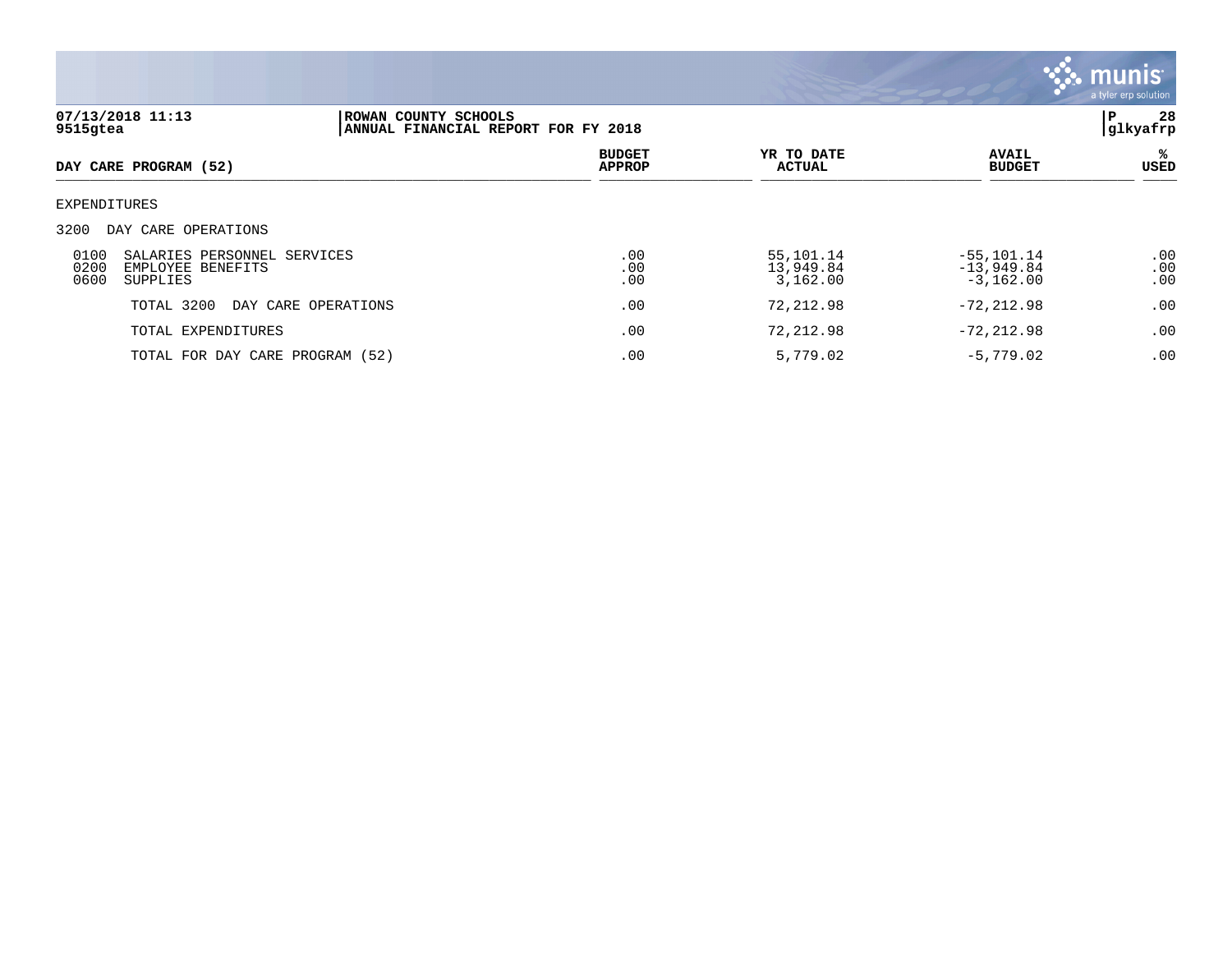07/13/2018 11:13 | ROWAN COUNTY SCHOOLS | glkyafrp
9515gtea | ANNUAL FINANCIAL REPORT FOR FY 2018

| DAY CARE PROGRAM (52) | BUDGET APPROP | YR TO DATE ACTUAL | AVAIL BUDGET | % USED |
|---|---|---|---|---|
| EXPENDITURES | | | | |
| 3200 DAY CARE OPERATIONS | | | | |
| 0100 SALARIES PERSONNEL SERVICES | .00 | 55,101.14 | -55,101.14 | .00 |
| 0200 EMPLOYEE BENEFITS | .00 | 13,949.84 | -13,949.84 | .00 |
| 0600 SUPPLIES | .00 | 3,162.00 | -3,162.00 | .00 |
| TOTAL 3200 DAY CARE OPERATIONS | .00 | 72,212.98 | -72,212.98 | .00 |
| TOTAL EXPENDITURES | .00 | 72,212.98 | -72,212.98 | .00 |
| TOTAL FOR DAY CARE PROGRAM (52) | .00 | 5,779.02 | -5,779.02 | .00 |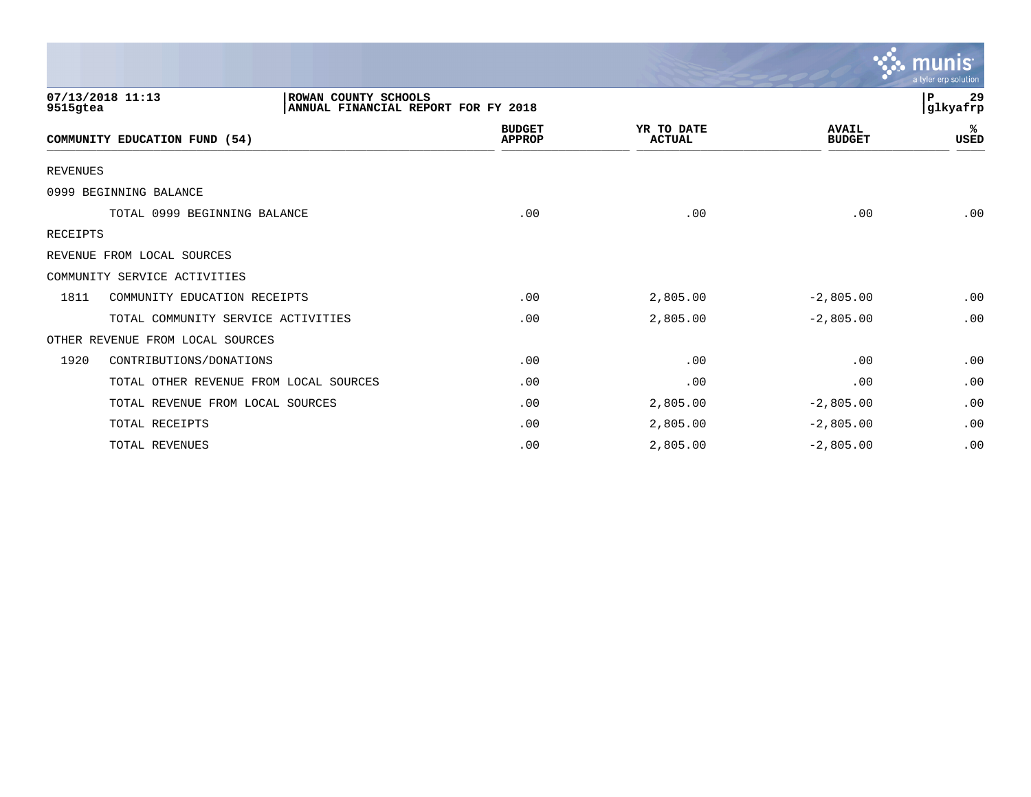07/13/2018 11:13 | ROWAN COUNTY SCHOOLS | P 29
9515gtea | ANNUAL FINANCIAL REPORT FOR FY 2018 | glkyafrp

| COMMUNITY EDUCATION FUND (54) | | BUDGET APPROP | YR TO DATE ACTUAL | AVAIL BUDGET | % USED |
|---|---|---|---|---|---|
| REVENUES | | | | | |
| 0999 BEGINNING BALANCE | | | | | |
| | TOTAL 0999 BEGINNING BALANCE | .00 | .00 | .00 | .00 |
| RECEIPTS | | | | | |
| REVENUE FROM LOCAL SOURCES | | | | | |
| COMMUNITY SERVICE ACTIVITIES | | | | | |
| 1811 | COMMUNITY EDUCATION RECEIPTS | .00 | 2,805.00 | -2,805.00 | .00 |
| | TOTAL COMMUNITY SERVICE ACTIVITIES | .00 | 2,805.00 | -2,805.00 | .00 |
| OTHER REVENUE FROM LOCAL SOURCES | | | | | |
| 1920 | CONTRIBUTIONS/DONATIONS | .00 | .00 | .00 | .00 |
| | TOTAL OTHER REVENUE FROM LOCAL SOURCES | .00 | .00 | .00 | .00 |
| | TOTAL REVENUE FROM LOCAL SOURCES | .00 | 2,805.00 | -2,805.00 | .00 |
| | TOTAL RECEIPTS | .00 | 2,805.00 | -2,805.00 | .00 |
| | TOTAL REVENUES | .00 | 2,805.00 | -2,805.00 | .00 |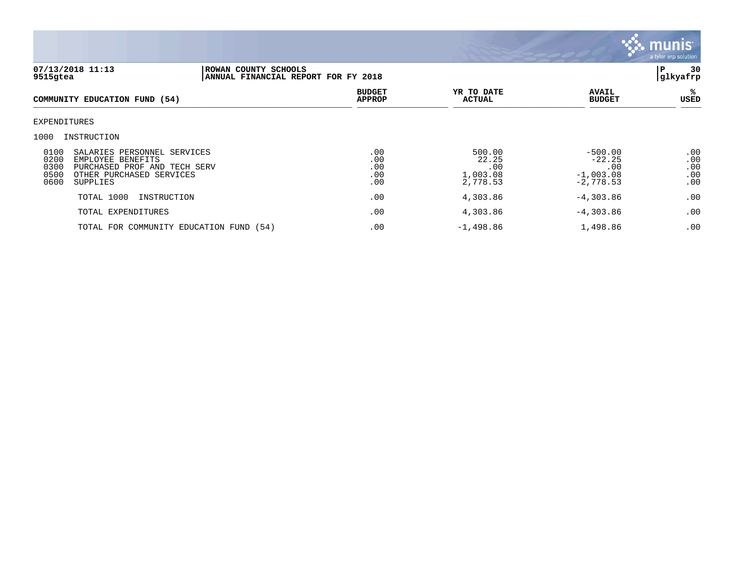07/13/2018 11:13 | ROWAN COUNTY SCHOOLS | P 30
9515gtea | ANNUAL FINANCIAL REPORT FOR FY 2018 | glkyafrp

| COMMUNITY EDUCATION FUND (54) | BUDGET APPROP | YR TO DATE ACTUAL | AVAIL BUDGET | % USED |
|---|---|---|---|---|
| EXPENDITURES | | | | |
| 1000 INSTRUCTION | | | | |
| 0100 SALARIES PERSONNEL SERVICES | .00 | 500.00 | -500.00 | .00 |
| 0200 EMPLOYEE BENEFITS | .00 | 22.25 | -22.25 | .00 |
| 0300 PURCHASED PROF AND TECH SERV | .00 | .00 | .00 | .00 |
| 0500 OTHER PURCHASED SERVICES | .00 | 1,003.08 | -1,003.08 | .00 |
| 0600 SUPPLIES | .00 | 2,778.53 | -2,778.53 | .00 |
| TOTAL 1000 INSTRUCTION | .00 | 4,303.86 | -4,303.86 | .00 |
| TOTAL EXPENDITURES | .00 | 4,303.86 | -4,303.86 | .00 |
| TOTAL FOR COMMUNITY EDUCATION FUND (54) | .00 | -1,498.86 | 1,498.86 | .00 |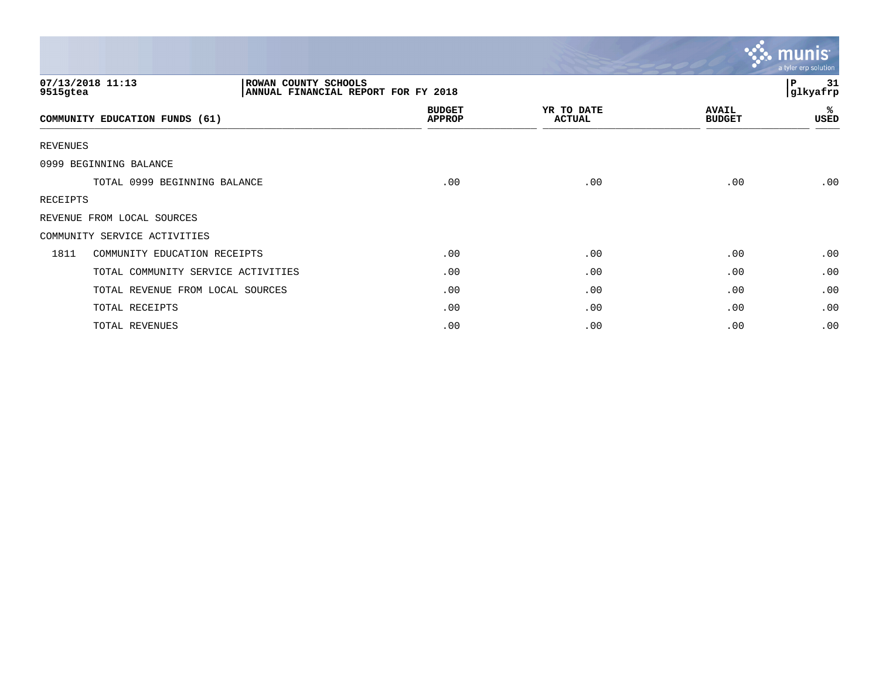ROWAN COUNTY SCHOOLS
ANNUAL FINANCIAL REPORT FOR FY 2018

07/13/2018 11:13
9515gtea

glkyafrp

| COMMUNITY EDUCATION FUNDS (61) | | BUDGET APPROP | YR TO DATE ACTUAL | AVAIL BUDGET | % USED |
|---|---|---|---|---|---|
| REVENUES | | | | | |
| 0999 BEGINNING BALANCE | | | | | |
| | TOTAL 0999 BEGINNING BALANCE | .00 | .00 | .00 | .00 |
| RECEIPTS | | | | | |
| REVENUE FROM LOCAL SOURCES | | | | | |
| COMMUNITY SERVICE ACTIVITIES | | | | | |
| 1811 | COMMUNITY EDUCATION RECEIPTS | .00 | .00 | .00 | .00 |
| | TOTAL COMMUNITY SERVICE ACTIVITIES | .00 | .00 | .00 | .00 |
| | TOTAL REVENUE FROM LOCAL SOURCES | .00 | .00 | .00 | .00 |
| | TOTAL RECEIPTS | .00 | .00 | .00 | .00 |
| | TOTAL REVENUES | .00 | .00 | .00 | .00 |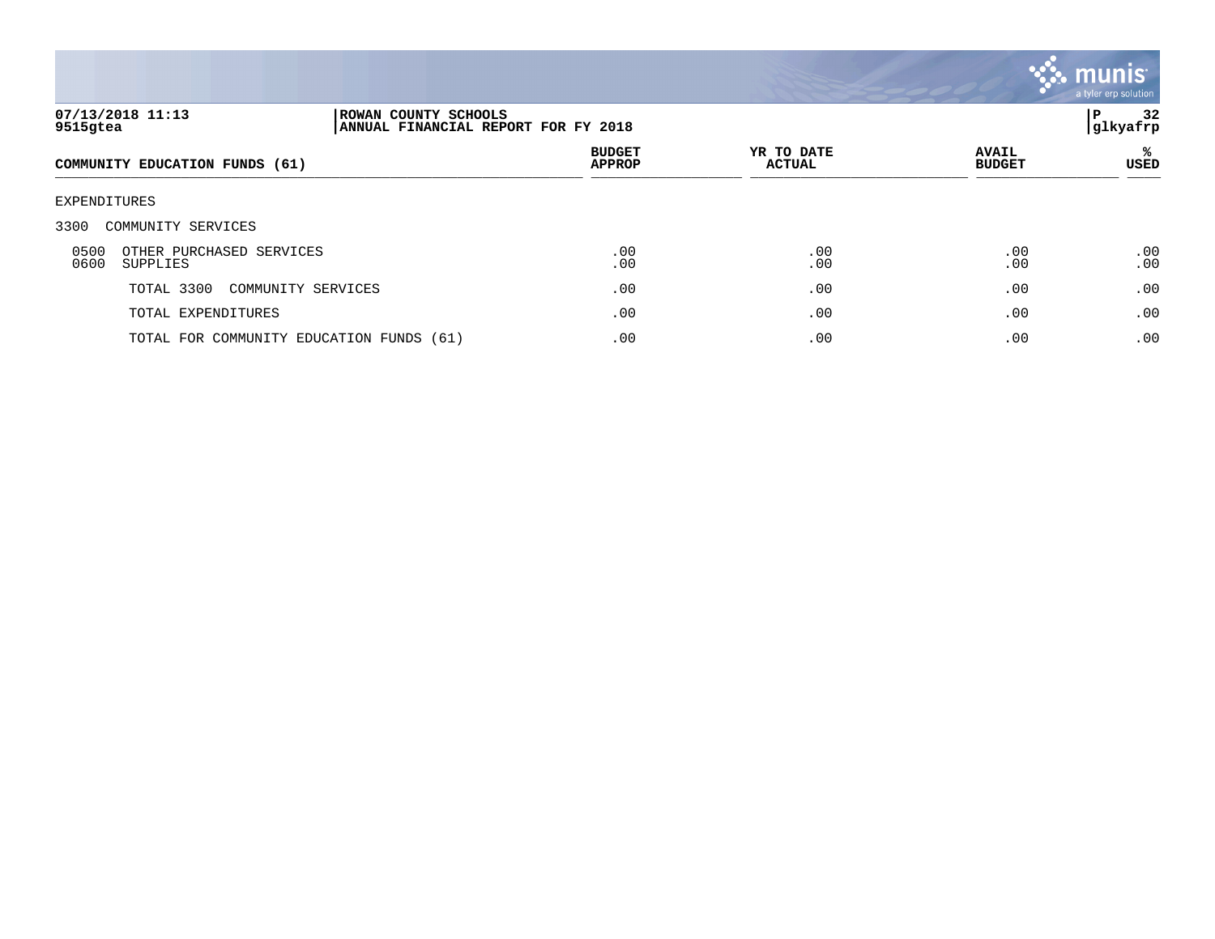07/13/2018 11:13
9515gtea

ROWAN COUNTY SCHOOLS
ANNUAL FINANCIAL REPORT FOR FY 2018

P 32
glkyafrp

| COMMUNITY EDUCATION FUNDS (61) | BUDGET APPROP | YR TO DATE ACTUAL | AVAIL BUDGET | % USED |
|---|---|---|---|---|
| EXPENDITURES | | | | |
| 3300 COMMUNITY SERVICES | | | | |
| 0500 OTHER PURCHASED SERVICES | .00 | .00 | .00 | .00 |
| 0600 SUPPLIES | .00 | .00 | .00 | .00 |
| TOTAL 3300 COMMUNITY SERVICES | .00 | .00 | .00 | .00 |
| TOTAL EXPENDITURES | .00 | .00 | .00 | .00 |
| TOTAL FOR COMMUNITY EDUCATION FUNDS (61) | .00 | .00 | .00 | .00 |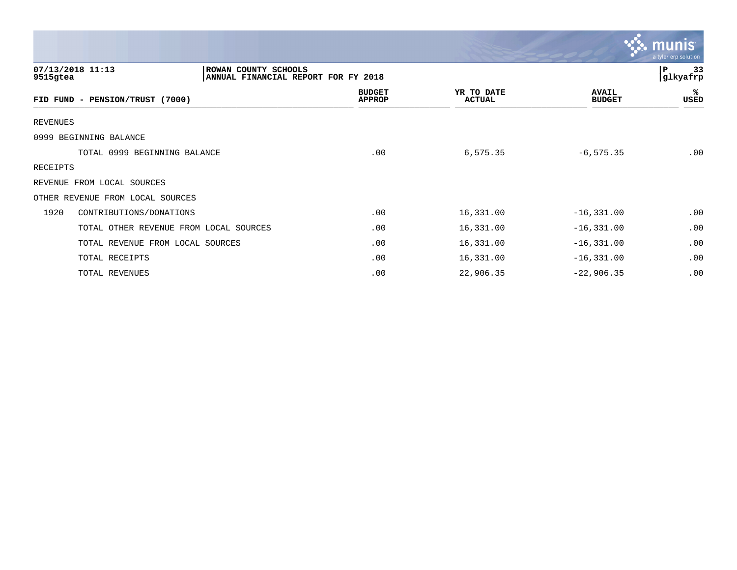**07/13/2018 11:13**
**9515gtea**

**ROWAN COUNTY SCHOOLS**
**ANNUAL FINANCIAL REPORT FOR FY 2018**

**P 33**
**glkyafrp**

| FID FUND - PENSION/TRUST (7000) | | BUDGET APPROP | YR TO DATE ACTUAL | AVAIL BUDGET | % USED |
|---|---|---|---|---|---|
| REVENUES | | | | | |
| 0999 BEGINNING BALANCE | | | | | |
| | TOTAL 0999 BEGINNING BALANCE | .00 | 6,575.35 | -6,575.35 | .00 |
| RECEIPTS | | | | | |
| REVENUE FROM LOCAL SOURCES | | | | | |
| OTHER REVENUE FROM LOCAL SOURCES | | | | | |
| 1920 | CONTRIBUTIONS/DONATIONS | .00 | 16,331.00 | -16,331.00 | .00 |
| | TOTAL OTHER REVENUE FROM LOCAL SOURCES | .00 | 16,331.00 | -16,331.00 | .00 |
| | TOTAL REVENUE FROM LOCAL SOURCES | .00 | 16,331.00 | -16,331.00 | .00 |
| | TOTAL RECEIPTS | .00 | 16,331.00 | -16,331.00 | .00 |
| | TOTAL REVENUES | .00 | 22,906.35 | -22,906.35 | .00 |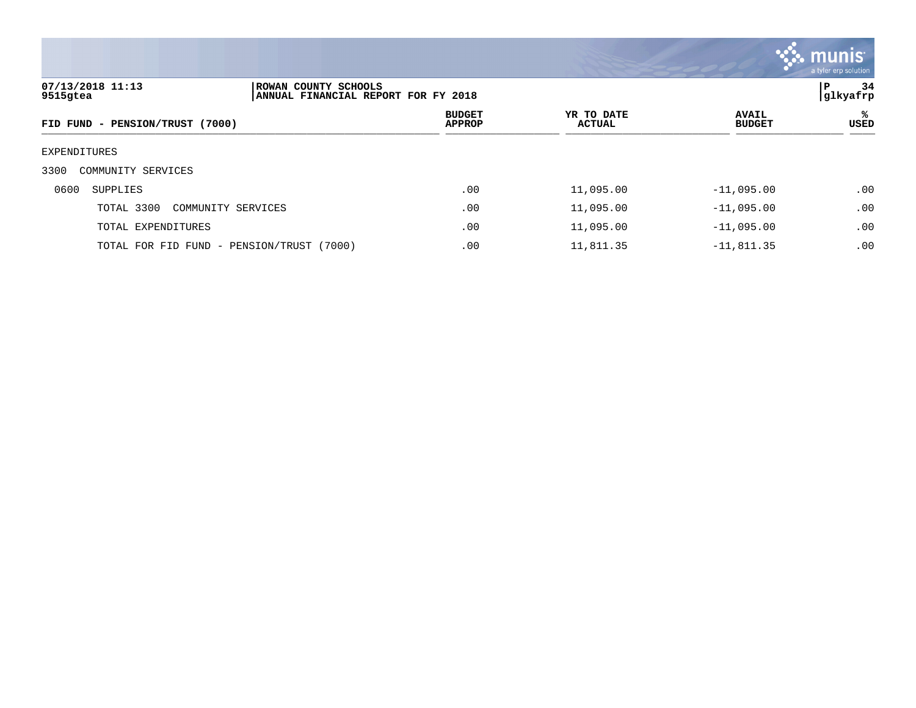07/13/2018 11:13 | ROWAN COUNTY SCHOOLS | P 34
9515gtea | ANNUAL FINANCIAL REPORT FOR FY 2018 | glkyafrp

| FID FUND - PENSION/TRUST (7000) | BUDGET APPROP | YR TO DATE ACTUAL | AVAIL BUDGET | % USED |
|---|---|---|---|---|
| EXPENDITURES | | | | |
| 3300 COMMUNITY SERVICES | | | | |
| 0600 SUPPLIES | .00 | 11,095.00 | -11,095.00 | .00 |
| TOTAL 3300 COMMUNITY SERVICES | .00 | 11,095.00 | -11,095.00 | .00 |
| TOTAL EXPENDITURES | .00 | 11,095.00 | -11,095.00 | .00 |
| TOTAL FOR FID FUND - PENSION/TRUST (7000) | .00 | 11,811.35 | -11,811.35 | .00 |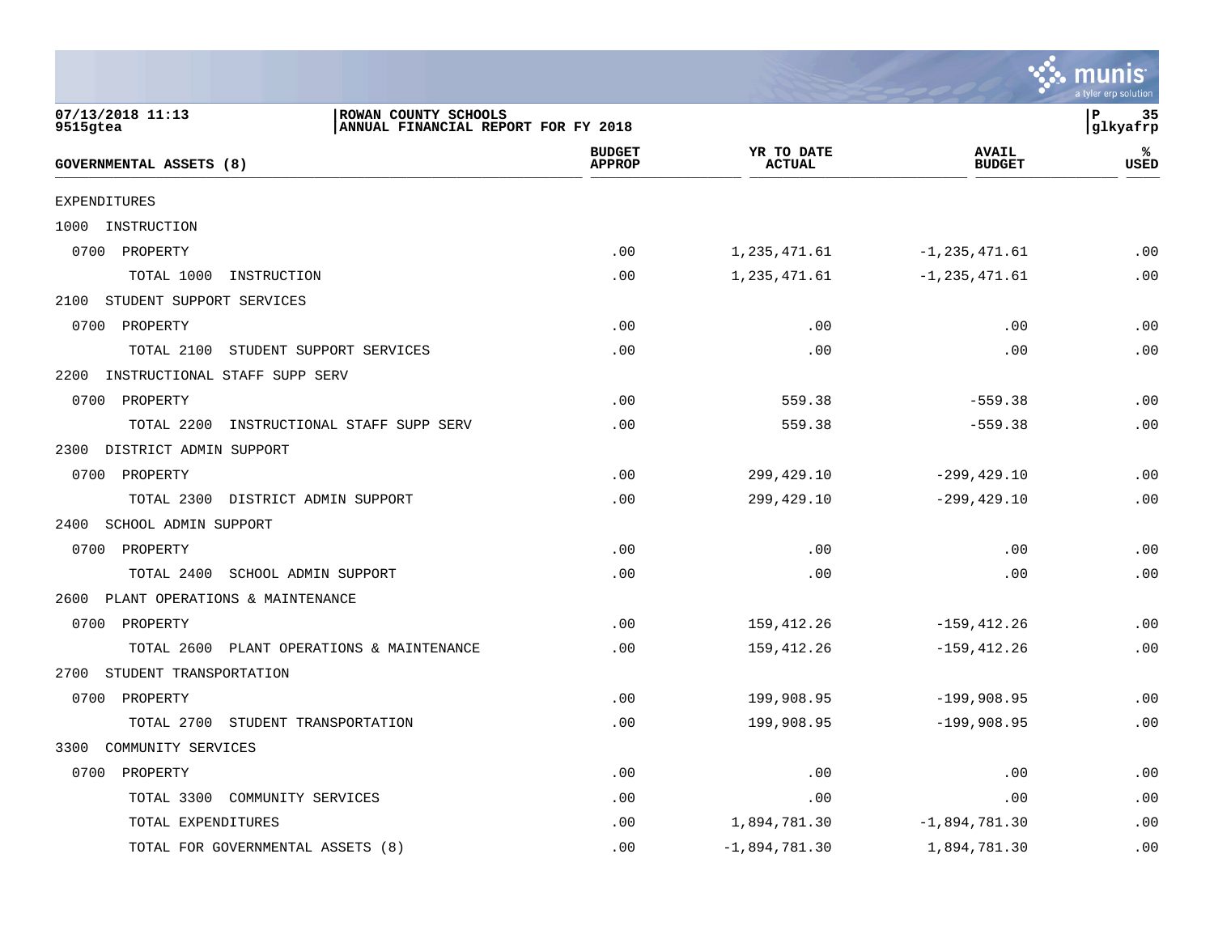**ROWAN COUNTY SCHOOLS**
**ANNUAL FINANCIAL REPORT FOR FY 2018**

07/13/2018 11:13
9515gtea

glkyafrp

| GOVERNMENTAL ASSETS (8) | BUDGET APPROP | YR TO DATE ACTUAL | AVAIL BUDGET | % USED |
|---|---|---|---|---|
| EXPENDITURES | | | | |
| 1000 INSTRUCTION | | | | |
| 0700 PROPERTY | .00 | 1,235,471.61 | -1,235,471.61 | .00 |
| TOTAL 1000 INSTRUCTION | .00 | 1,235,471.61 | -1,235,471.61 | .00 |
| 2100 STUDENT SUPPORT SERVICES | | | | |
| 0700 PROPERTY | .00 | .00 | .00 | .00 |
| TOTAL 2100 STUDENT SUPPORT SERVICES | .00 | .00 | .00 | .00 |
| 2200 INSTRUCTIONAL STAFF SUPP SERV | | | | |
| 0700 PROPERTY | .00 | 559.38 | -559.38 | .00 |
| TOTAL 2200 INSTRUCTIONAL STAFF SUPP SERV | .00 | 559.38 | -559.38 | .00 |
| 2300 DISTRICT ADMIN SUPPORT | | | | |
| 0700 PROPERTY | .00 | 299,429.10 | -299,429.10 | .00 |
| TOTAL 2300 DISTRICT ADMIN SUPPORT | .00 | 299,429.10 | -299,429.10 | .00 |
| 2400 SCHOOL ADMIN SUPPORT | | | | |
| 0700 PROPERTY | .00 | .00 | .00 | .00 |
| TOTAL 2400 SCHOOL ADMIN SUPPORT | .00 | .00 | .00 | .00 |
| 2600 PLANT OPERATIONS & MAINTENANCE | | | | |
| 0700 PROPERTY | .00 | 159,412.26 | -159,412.26 | .00 |
| TOTAL 2600 PLANT OPERATIONS & MAINTENANCE | .00 | 159,412.26 | -159,412.26 | .00 |
| 2700 STUDENT TRANSPORTATION | | | | |
| 0700 PROPERTY | .00 | 199,908.95 | -199,908.95 | .00 |
| TOTAL 2700 STUDENT TRANSPORTATION | .00 | 199,908.95 | -199,908.95 | .00 |
| 3300 COMMUNITY SERVICES | | | | |
| 0700 PROPERTY | .00 | .00 | .00 | .00 |
| TOTAL 3300 COMMUNITY SERVICES | .00 | .00 | .00 | .00 |
| TOTAL EXPENDITURES | .00 | 1,894,781.30 | -1,894,781.30 | .00 |
| TOTAL FOR GOVERNMENTAL ASSETS (8) | .00 | -1,894,781.30 | 1,894,781.30 | .00 |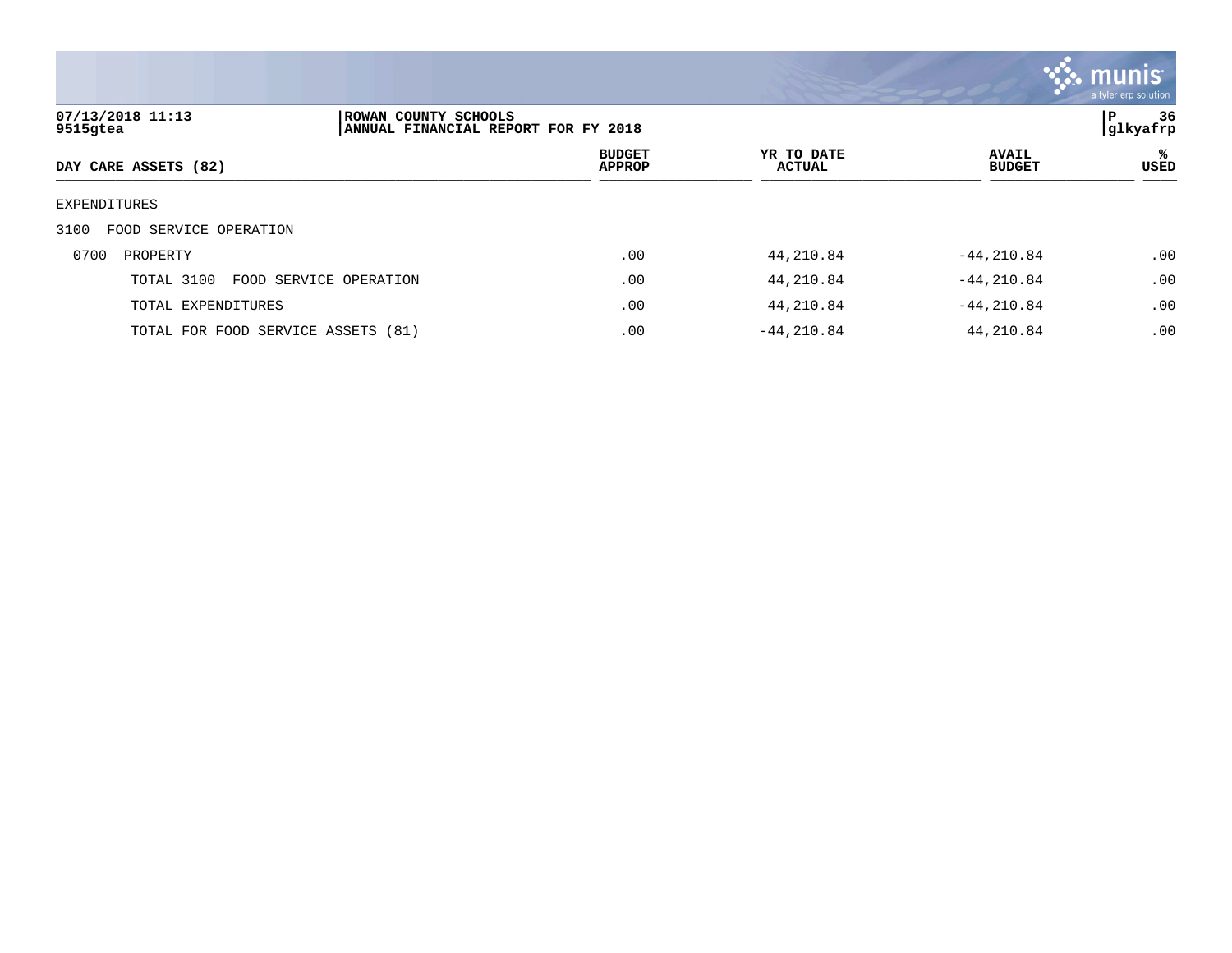07/13/2018 11:13 | ROWAN COUNTY SCHOOLS
9515gtea | ANNUAL FINANCIAL REPORT FOR FY 2018

P 36
glkyafrp

| DAY CARE ASSETS (82) | BUDGET APPROP | YR TO DATE ACTUAL | AVAIL BUDGET | % USED |
|---|---|---|---|---|
| EXPENDITURES | | | | |
| 3100 FOOD SERVICE OPERATION | | | | |
| 0700 PROPERTY | .00 | 44,210.84 | -44,210.84 | .00 |
| TOTAL 3100 FOOD SERVICE OPERATION | .00 | 44,210.84 | -44,210.84 | .00 |
| TOTAL EXPENDITURES | .00 | 44,210.84 | -44,210.84 | .00 |
| TOTAL FOR FOOD SERVICE ASSETS (81) | .00 | -44,210.84 | 44,210.84 | .00 |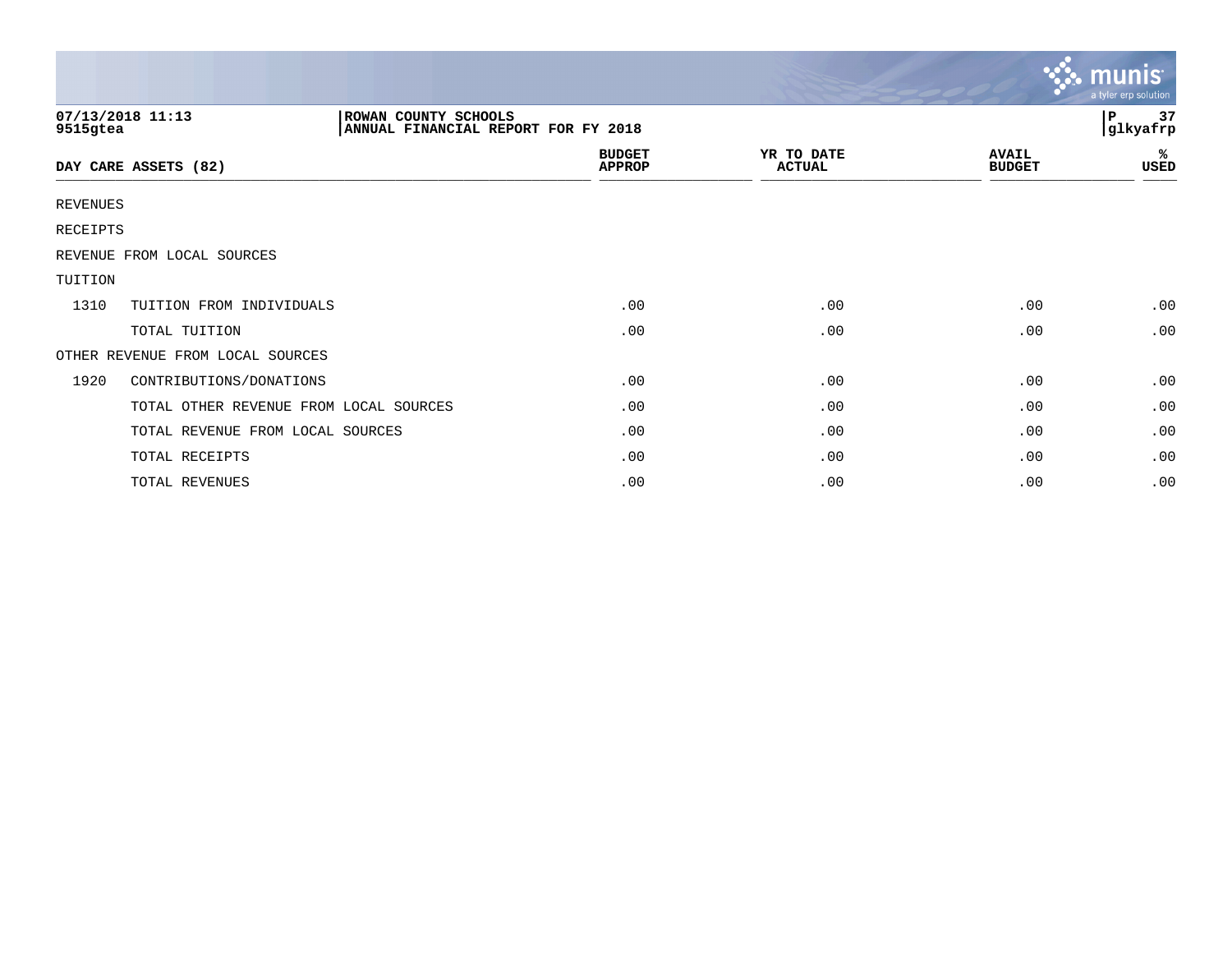ROWAN COUNTY SCHOOLS
ANNUAL FINANCIAL REPORT FOR FY 2018

07/13/2018 11:13
9515gtea

glkyafrp

| DAY CARE ASSETS (82) | | BUDGET APPROP | YR TO DATE ACTUAL | AVAIL BUDGET | % USED |
|---|---|---|---|---|---|
| REVENUES | | | | | |
| RECEIPTS | | | | | |
| REVENUE FROM LOCAL SOURCES | | | | | |
| TUITION | | | | | |
| 1310 | TUITION FROM INDIVIDUALS | .00 | .00 | .00 | .00 |
| | TOTAL TUITION | .00 | .00 | .00 | .00 |
| OTHER REVENUE FROM LOCAL SOURCES | | | | | |
| 1920 | CONTRIBUTIONS/DONATIONS | .00 | .00 | .00 | .00 |
| | TOTAL OTHER REVENUE FROM LOCAL SOURCES | .00 | .00 | .00 | .00 |
| | TOTAL REVENUE FROM LOCAL SOURCES | .00 | .00 | .00 | .00 |
| | TOTAL RECEIPTS | .00 | .00 | .00 | .00 |
| | TOTAL REVENUES | .00 | .00 | .00 | .00 |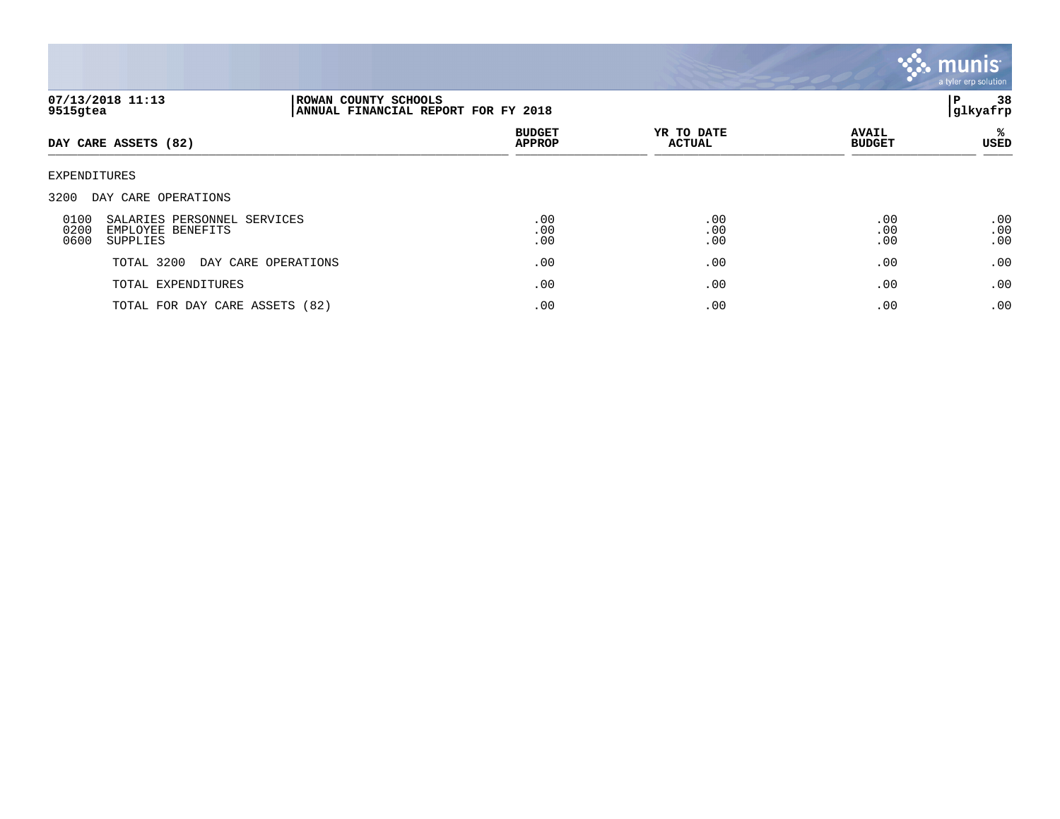07/13/2018 11:13 | ROWAN COUNTY SCHOOLS | P 38
9515gtea | ANNUAL FINANCIAL REPORT FOR FY 2018 | glkyafrp

| DAY CARE ASSETS (82) | BUDGET APPROP | YR TO DATE ACTUAL | AVAIL BUDGET | % USED |
|---|---|---|---|---|
| EXPENDITURES | | | | |
| 3200 DAY CARE OPERATIONS | | | | |
| 0100 SALARIES PERSONNEL SERVICES | .00 | .00 | .00 | .00 |
| 0200 EMPLOYEE BENEFITS | .00 | .00 | .00 | .00 |
| 0600 SUPPLIES | .00 | .00 | .00 | .00 |
| TOTAL 3200 DAY CARE OPERATIONS | .00 | .00 | .00 | .00 |
| TOTAL EXPENDITURES | .00 | .00 | .00 | .00 |
| TOTAL FOR DAY CARE ASSETS (82) | .00 | .00 | .00 | .00 |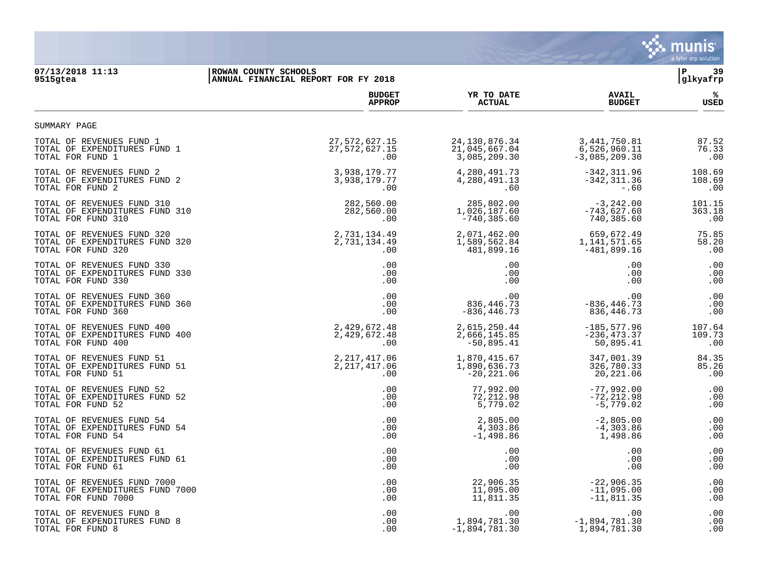**07/13/2018 11:13** | **ROWAN COUNTY SCHOOLS**
**9515gtea** | **ANNUAL FINANCIAL REPORT FOR FY 2018**

SUMMARY PAGE

| | BUDGET APPROP | YR TO DATE ACTUAL | AVAIL BUDGET | % USED |
|---|---|---|---|---|
| TOTAL OF REVENUES FUND 1 | 27,572,627.15 | 24,130,876.34 | 3,441,750.81 | 87.52 |
| TOTAL OF EXPENDITURES FUND 1 | 27,572,627.15 | 21,045,667.04 | 6,526,960.11 | 76.33 |
| TOTAL FOR FUND 1 | .00 | 3,085,209.30 | -3,085,209.30 | .00 |
| TOTAL OF REVENUES FUND 2 | 3,938,179.77 | 4,280,491.73 | -342,311.96 | 108.69 |
| TOTAL OF EXPENDITURES FUND 2 | 3,938,179.77 | 4,280,491.13 | -342,311.36 | 108.69 |
| TOTAL FOR FUND 2 | .00 | .60 | -.60 | .00 |
| TOTAL OF REVENUES FUND 310 | 282,560.00 | 285,802.00 | -3,242.00 | 101.15 |
| TOTAL OF EXPENDITURES FUND 310 | 282,560.00 | 1,026,187.60 | -743,627.60 | 363.18 |
| TOTAL FOR FUND 310 | .00 | -740,385.60 | 740,385.60 | .00 |
| TOTAL OF REVENUES FUND 320 | 2,731,134.49 | 2,071,462.00 | 659,672.49 | 75.85 |
| TOTAL OF EXPENDITURES FUND 320 | 2,731,134.49 | 1,589,562.84 | 1,141,571.65 | 58.20 |
| TOTAL FOR FUND 320 | .00 | 481,899.16 | -481,899.16 | .00 |
| TOTAL OF REVENUES FUND 330 | .00 | .00 | .00 | .00 |
| TOTAL OF EXPENDITURES FUND 330 | .00 | .00 | .00 | .00 |
| TOTAL FOR FUND 330 | .00 | .00 | .00 | .00 |
| TOTAL OF REVENUES FUND 360 | .00 | .00 | .00 | .00 |
| TOTAL OF EXPENDITURES FUND 360 | .00 | 836,446.73 | -836,446.73 | .00 |
| TOTAL FOR FUND 360 | .00 | -836,446.73 | 836,446.73 | .00 |
| TOTAL OF REVENUES FUND 400 | 2,429,672.48 | 2,615,250.44 | -185,577.96 | 107.64 |
| TOTAL OF EXPENDITURES FUND 400 | 2,429,672.48 | 2,666,145.85 | -236,473.37 | 109.73 |
| TOTAL FOR FUND 400 | .00 | -50,895.41 | 50,895.41 | .00 |
| TOTAL OF REVENUES FUND 51 | 2,217,417.06 | 1,870,415.67 | 347,001.39 | 84.35 |
| TOTAL OF EXPENDITURES FUND 51 | 2,217,417.06 | 1,890,636.73 | 326,780.33 | 85.26 |
| TOTAL FOR FUND 51 | .00 | -20,221.06 | 20,221.06 | .00 |
| TOTAL OF REVENUES FUND 52 | .00 | 77,992.00 | -77,992.00 | .00 |
| TOTAL OF EXPENDITURES FUND 52 | .00 | 72,212.98 | -72,212.98 | .00 |
| TOTAL FOR FUND 52 | .00 | 5,779.02 | -5,779.02 | .00 |
| TOTAL OF REVENUES FUND 54 | .00 | 2,805.00 | -2,805.00 | .00 |
| TOTAL OF EXPENDITURES FUND 54 | .00 | 4,303.86 | -4,303.86 | .00 |
| TOTAL FOR FUND 54 | .00 | -1,498.86 | 1,498.86 | .00 |
| TOTAL OF REVENUES FUND 61 | .00 | .00 | .00 | .00 |
| TOTAL OF EXPENDITURES FUND 61 | .00 | .00 | .00 | .00 |
| TOTAL FOR FUND 61 | .00 | .00 | .00 | .00 |
| TOTAL OF REVENUES FUND 7000 | .00 | 22,906.35 | -22,906.35 | .00 |
| TOTAL OF EXPENDITURES FUND 7000 | .00 | 11,095.00 | -11,095.00 | .00 |
| TOTAL FOR FUND 7000 | .00 | 11,811.35 | -11,811.35 | .00 |
| TOTAL OF REVENUES FUND 8 | .00 | .00 | .00 | .00 |
| TOTAL OF EXPENDITURES FUND 8 | .00 | 1,894,781.30 | -1,894,781.30 | .00 |
| TOTAL FOR FUND 8 | .00 | -1,894,781.30 | 1,894,781.30 | .00 |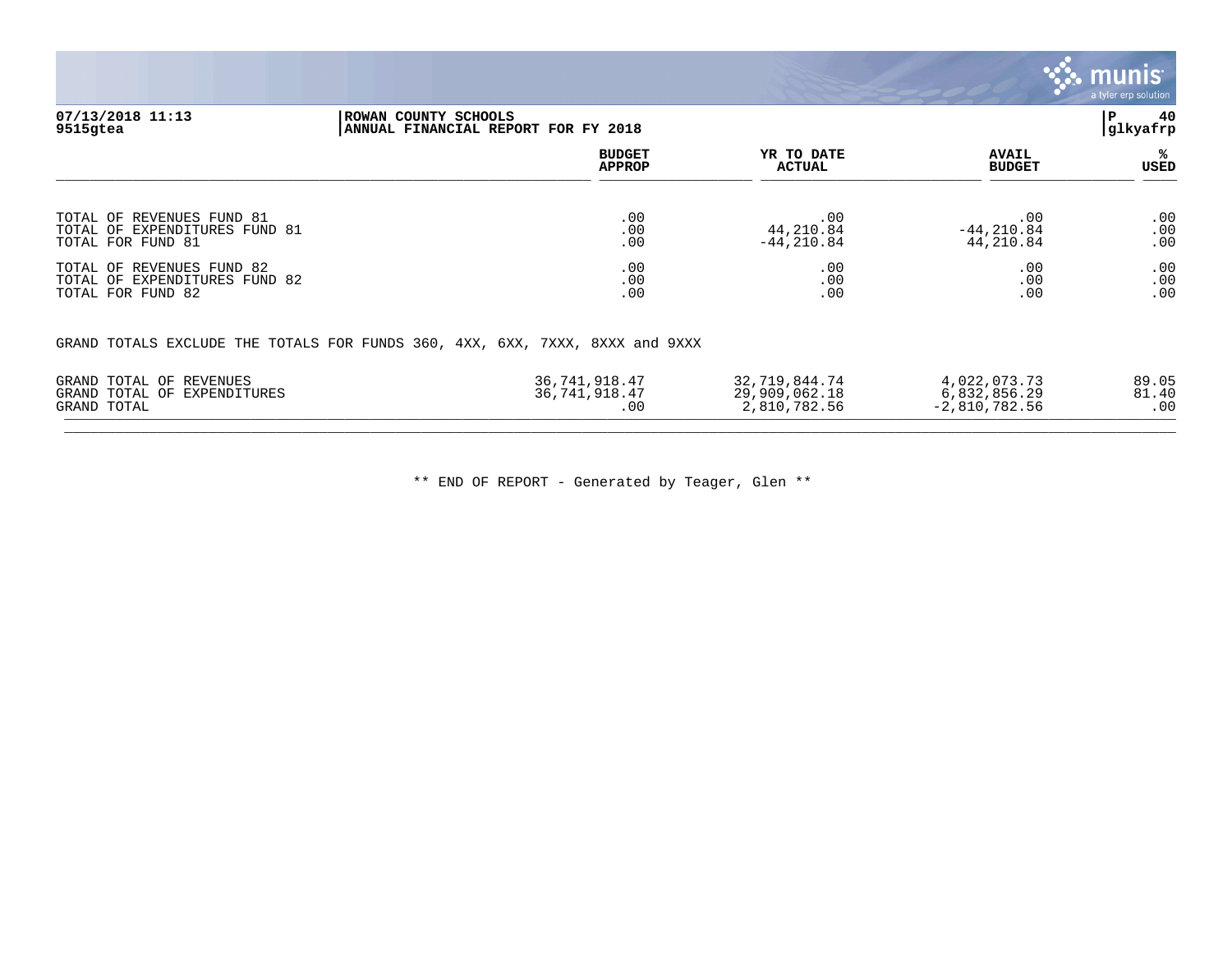| | BUDGET APPROP | YR TO DATE ACTUAL | AVAIL BUDGET | % USED |
|---|---|---|---|---|
| TOTAL OF REVENUES FUND 81 | .00 | .00 | .00 | .00 |
| TOTAL OF EXPENDITURES FUND 81 | .00 | 44,210.84 | -44,210.84 | .00 |
| TOTAL FOR FUND 81 | .00 | -44,210.84 | 44,210.84 | .00 |
| TOTAL OF REVENUES FUND 82 | .00 | .00 | .00 | .00 |
| TOTAL OF EXPENDITURES FUND 82 | .00 | .00 | .00 | .00 |
| TOTAL FOR FUND 82 | .00 | .00 | .00 | .00 |

GRAND TOTALS EXCLUDE THE TOTALS FOR FUNDS 360, 4XX, 6XX, 7XXX, 8XXX and 9XXX

| | BUDGET APPROP | YR TO DATE ACTUAL | AVAIL BUDGET | % USED |
|---|---|---|---|---|
| GRAND TOTAL OF REVENUES | 36,741,918.47 | 32,719,844.74 | 4,022,073.73 | 89.05 |
| GRAND TOTAL OF EXPENDITURES | 36,741,918.47 | 29,909,062.18 | 6,832,856.29 | 81.40 |
| GRAND TOTAL | .00 | 2,810,782.56 | -2,810,782.56 | .00 |

** END OF REPORT - Generated by Teager, Glen **